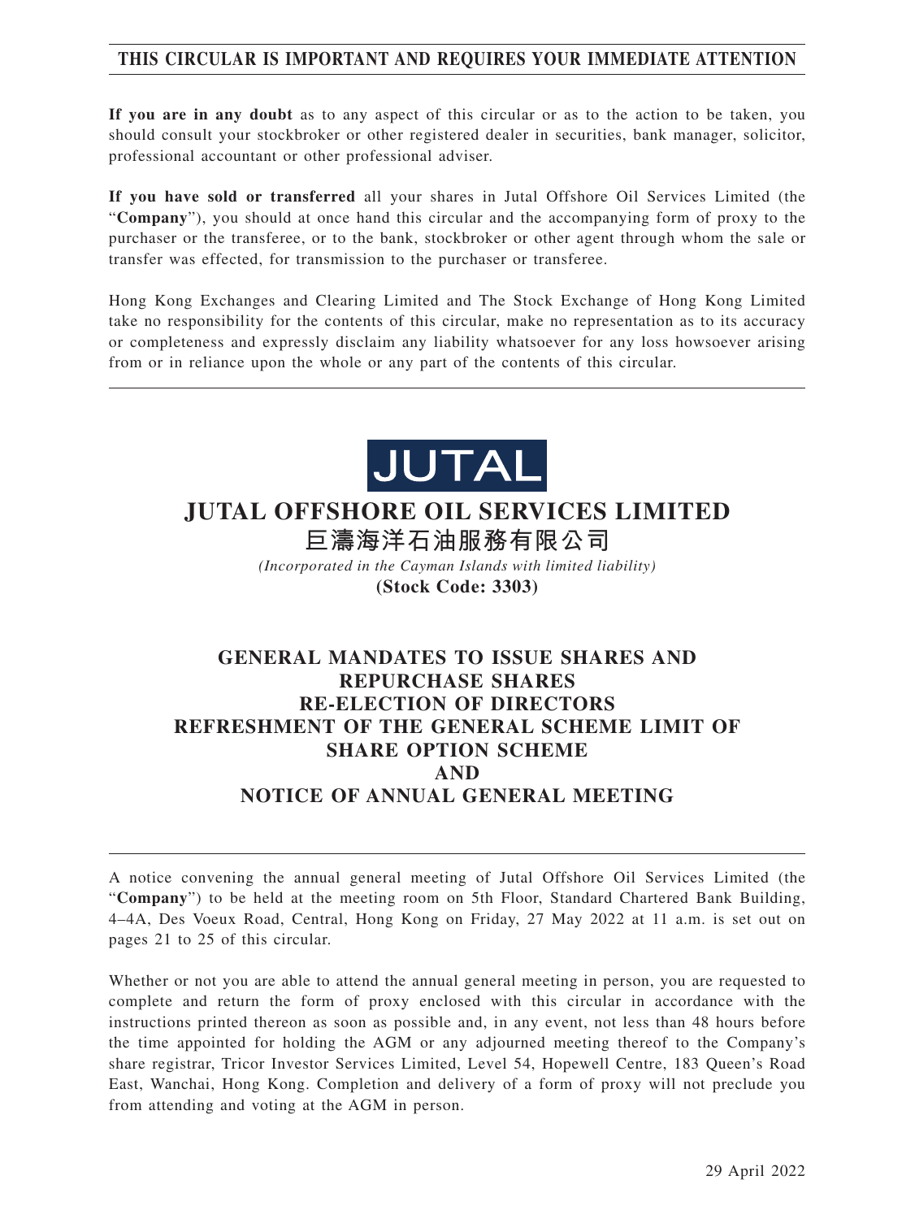**THIS CIRCULAR IS IMPORTANT AND REQUIRES YOUR IMMEDIATE ATTENTION**

**If you are in any doubt** as to any aspect of this circular or as to the action to be taken, you should consult your stockbroker or other registered dealer in securities, bank manager, solicitor, professional accountant or other professional adviser.

**If you have sold or transferred** all your shares in Jutal Offshore Oil Services Limited (the "**Company**"), you should at once hand this circular and the accompanying form of proxy to the purchaser or the transferee, or to the bank, stockbroker or other agent through whom the sale or transfer was effected, for transmission to the purchaser or transferee.

Hong Kong Exchanges and Clearing Limited and The Stock Exchange of Hong Kong Limited take no responsibility for the contents of this circular, make no representation as to its accuracy or completeness and expressly disclaim any liability whatsoever for any loss howsoever arising from or in reliance upon the whole or any part of the contents of this circular.

JUTAL

# JUTAL OFFSHORE OIL SERVICES LIMITED
# 巨濤海洋石油服務有限公司

*(Incorporated in the Cayman Islands with limited liability)*

**(Stock Code: 3303)**

## GENERAL MANDATES TO ISSUE SHARES AND REPURCHASE SHARES RE-ELECTION OF DIRECTORS REFRESHMENT OF THE GENERAL SCHEME LIMIT OF SHARE OPTION SCHEME AND NOTICE OF ANNUAL GENERAL MEETING

A notice convening the annual general meeting of Jutal Offshore Oil Services Limited (the "**Company**") to be held at the meeting room on 5th Floor, Standard Chartered Bank Building, 4–4A, Des Voeux Road, Central, Hong Kong on Friday, 27 May 2022 at 11 a.m. is set out on pages 21 to 25 of this circular.

Whether or not you are able to attend the annual general meeting in person, you are requested to complete and return the form of proxy enclosed with this circular in accordance with the instructions printed thereon as soon as possible and, in any event, not less than 48 hours before the time appointed for holding the AGM or any adjourned meeting thereof to the Company's share registrar, Tricor Investor Services Limited, Level 54, Hopewell Centre, 183 Queen's Road East, Wanchai, Hong Kong. Completion and delivery of a form of proxy will not preclude you from attending and voting at the AGM in person.

29 April 2022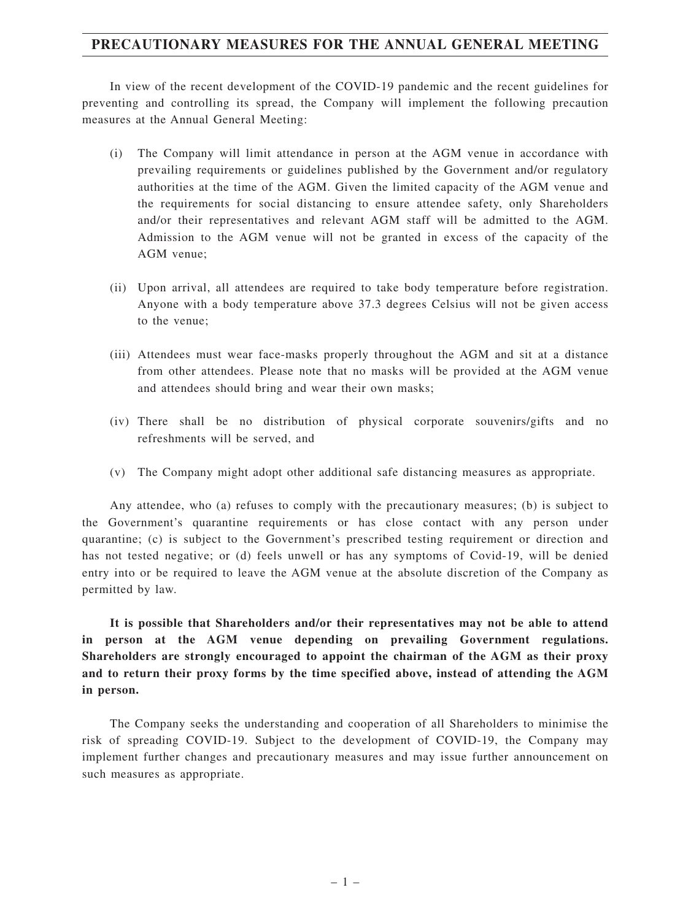# PRECAUTIONARY MEASURES FOR THE ANNUAL GENERAL MEETING

In view of the recent development of the COVID-19 pandemic and the recent guidelines for preventing and controlling its spread, the Company will implement the following precaution measures at the Annual General Meeting:

(i) The Company will limit attendance in person at the AGM venue in accordance with prevailing requirements or guidelines published by the Government and/or regulatory authorities at the time of the AGM. Given the limited capacity of the AGM venue and the requirements for social distancing to ensure attendee safety, only Shareholders and/or their representatives and relevant AGM staff will be admitted to the AGM. Admission to the AGM venue will not be granted in excess of the capacity of the AGM venue;

(ii) Upon arrival, all attendees are required to take body temperature before registration. Anyone with a body temperature above 37.3 degrees Celsius will not be given access to the venue;

(iii) Attendees must wear face-masks properly throughout the AGM and sit at a distance from other attendees. Please note that no masks will be provided at the AGM venue and attendees should bring and wear their own masks;

(iv) There shall be no distribution of physical corporate souvenirs/gifts and no refreshments will be served, and

(v) The Company might adopt other additional safe distancing measures as appropriate.

Any attendee, who (a) refuses to comply with the precautionary measures; (b) is subject to the Government's quarantine requirements or has close contact with any person under quarantine; (c) is subject to the Government's prescribed testing requirement or direction and has not tested negative; or (d) feels unwell or has any symptoms of Covid-19, will be denied entry into or be required to leave the AGM venue at the absolute discretion of the Company as permitted by law.

**It is possible that Shareholders and/or their representatives may not be able to attend in person at the AGM venue depending on prevailing Government regulations. Shareholders are strongly encouraged to appoint the chairman of the AGM as their proxy and to return their proxy forms by the time specified above, instead of attending the AGM in person.**

The Company seeks the understanding and cooperation of all Shareholders to minimise the risk of spreading COVID-19. Subject to the development of COVID-19, the Company may implement further changes and precautionary measures and may issue further announcement on such measures as appropriate.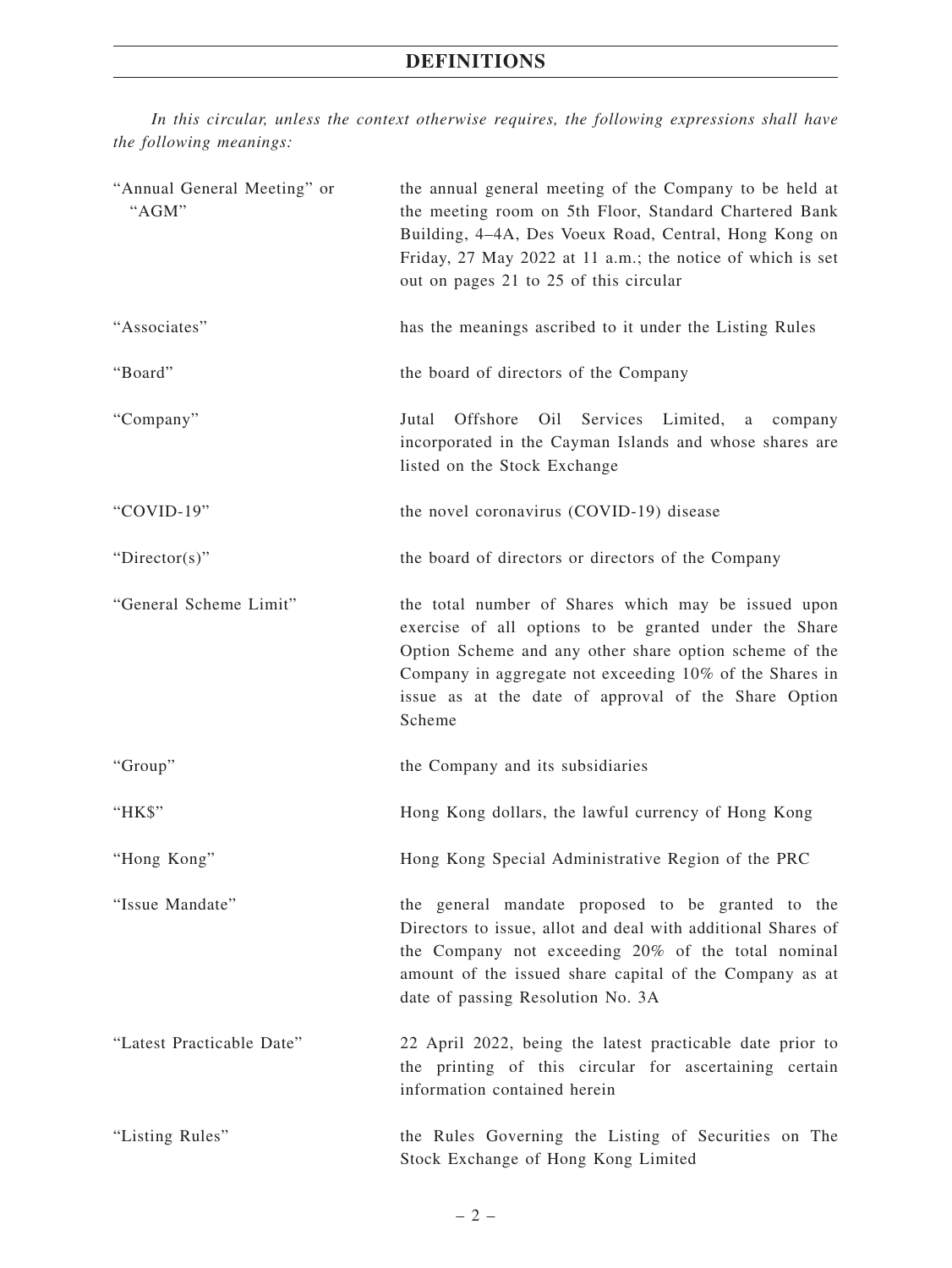# DEFINITIONS

*In this circular, unless the context otherwise requires, the following expressions shall have the following meanings:*

| | |
|---|---|
| "Annual General Meeting" or "AGM" | the annual general meeting of the Company to be held at the meeting room on 5th Floor, Standard Chartered Bank Building, 4–4A, Des Voeux Road, Central, Hong Kong on Friday, 27 May 2022 at 11 a.m.; the notice of which is set out on pages 21 to 25 of this circular |
| "Associates" | has the meanings ascribed to it under the Listing Rules |
| "Board" | the board of directors of the Company |
| "Company" | Jutal Offshore Oil Services Limited, a company incorporated in the Cayman Islands and whose shares are listed on the Stock Exchange |
| "COVID-19" | the novel coronavirus (COVID-19) disease |
| "Director(s)" | the board of directors or directors of the Company |
| "General Scheme Limit" | the total number of Shares which may be issued upon exercise of all options to be granted under the Share Option Scheme and any other share option scheme of the Company in aggregate not exceeding 10% of the Shares in issue as at the date of approval of the Share Option Scheme |
| "Group" | the Company and its subsidiaries |
| "HK$" | Hong Kong dollars, the lawful currency of Hong Kong |
| "Hong Kong" | Hong Kong Special Administrative Region of the PRC |
| "Issue Mandate" | the general mandate proposed to be granted to the Directors to issue, allot and deal with additional Shares of the Company not exceeding 20% of the total nominal amount of the issued share capital of the Company as at date of passing Resolution No. 3A |
| "Latest Practicable Date" | 22 April 2022, being the latest practicable date prior to the printing of this circular for ascertaining certain information contained herein |
| "Listing Rules" | the Rules Governing the Listing of Securities on The Stock Exchange of Hong Kong Limited |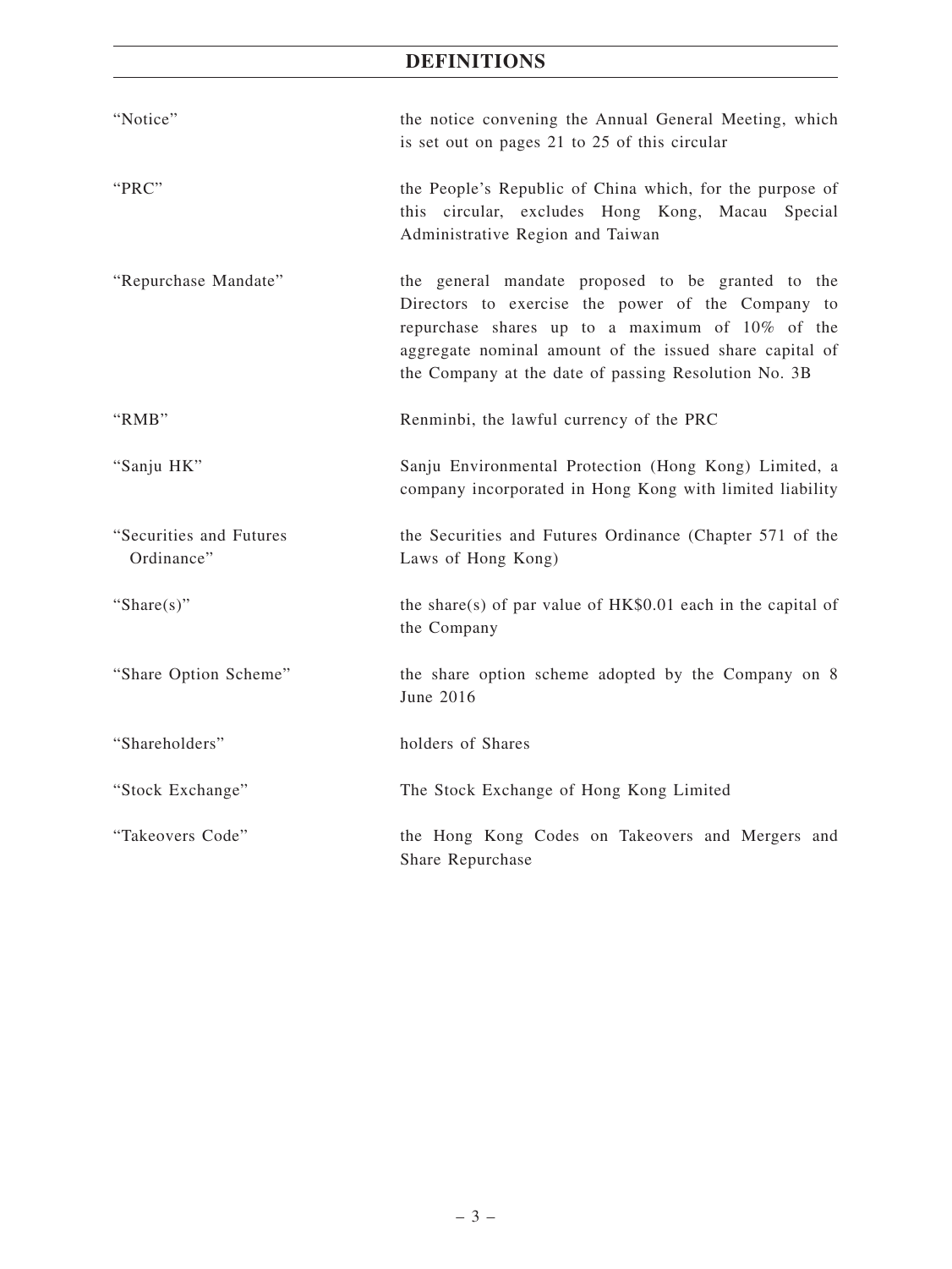# DEFINITIONS

| | |
|---|---|
| "Notice" | the notice convening the Annual General Meeting, which is set out on pages 21 to 25 of this circular |
| "PRC" | the People's Republic of China which, for the purpose of this circular, excludes Hong Kong, Macau Special Administrative Region and Taiwan |
| "Repurchase Mandate" | the general mandate proposed to be granted to the Directors to exercise the power of the Company to repurchase shares up to a maximum of 10% of the aggregate nominal amount of the issued share capital of the Company at the date of passing Resolution No. 3B |
| "RMB" | Renminbi, the lawful currency of the PRC |
| "Sanju HK" | Sanju Environmental Protection (Hong Kong) Limited, a company incorporated in Hong Kong with limited liability |
| "Securities and Futures Ordinance" | the Securities and Futures Ordinance (Chapter 571 of the Laws of Hong Kong) |
| "Share(s)" | the share(s) of par value of HK$0.01 each in the capital of the Company |
| "Share Option Scheme" | the share option scheme adopted by the Company on 8 June 2016 |
| "Shareholders" | holders of Shares |
| "Stock Exchange" | The Stock Exchange of Hong Kong Limited |
| "Takeovers Code" | the Hong Kong Codes on Takeovers and Mergers and Share Repurchase |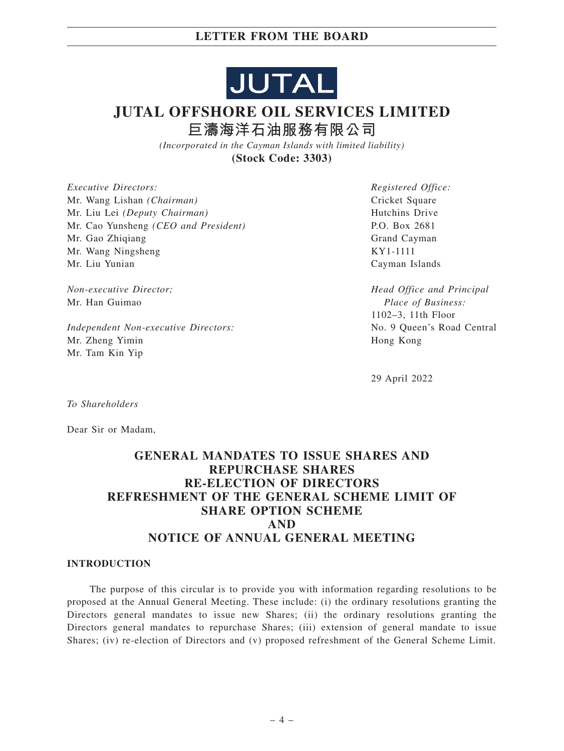JUTAL

# JUTAL OFFSHORE OIL SERVICES LIMITED

# 巨濤海洋石油服務有限公司

*(Incorporated in the Cayman Islands with limited liability)*

**(Stock Code: 3303)**

*Executive Directors:*
Mr. Wang Lishan *(Chairman)*
Mr. Liu Lei *(Deputy Chairman)*
Mr. Cao Yunsheng *(CEO and President)*
Mr. Gao Zhiqiang
Mr. Wang Ningsheng
Mr. Liu Yunian

*Non-executive Director;*
Mr. Han Guimao

*Independent Non-executive Directors:*
Mr. Zheng Yimin
Mr. Tam Kin Yip

*Registered Office:*
Cricket Square
Hutchins Drive
P.O. Box 2681
Grand Cayman
KY1-1111
Cayman Islands

*Head Office and Principal Place of Business:*
1102–3, 11th Floor
No. 9 Queen's Road Central
Hong Kong

29 April 2022

*To Shareholders*

Dear Sir or Madam,

## GENERAL MANDATES TO ISSUE SHARES AND REPURCHASE SHARES RE-ELECTION OF DIRECTORS REFRESHMENT OF THE GENERAL SCHEME LIMIT OF SHARE OPTION SCHEME AND NOTICE OF ANNUAL GENERAL MEETING

### INTRODUCTION

The purpose of this circular is to provide you with information regarding resolutions to be proposed at the Annual General Meeting. These include: (i) the ordinary resolutions granting the Directors general mandates to issue new Shares; (ii) the ordinary resolutions granting the Directors general mandates to repurchase Shares; (iii) extension of general mandate to issue Shares; (iv) re-election of Directors and (v) proposed refreshment of the General Scheme Limit.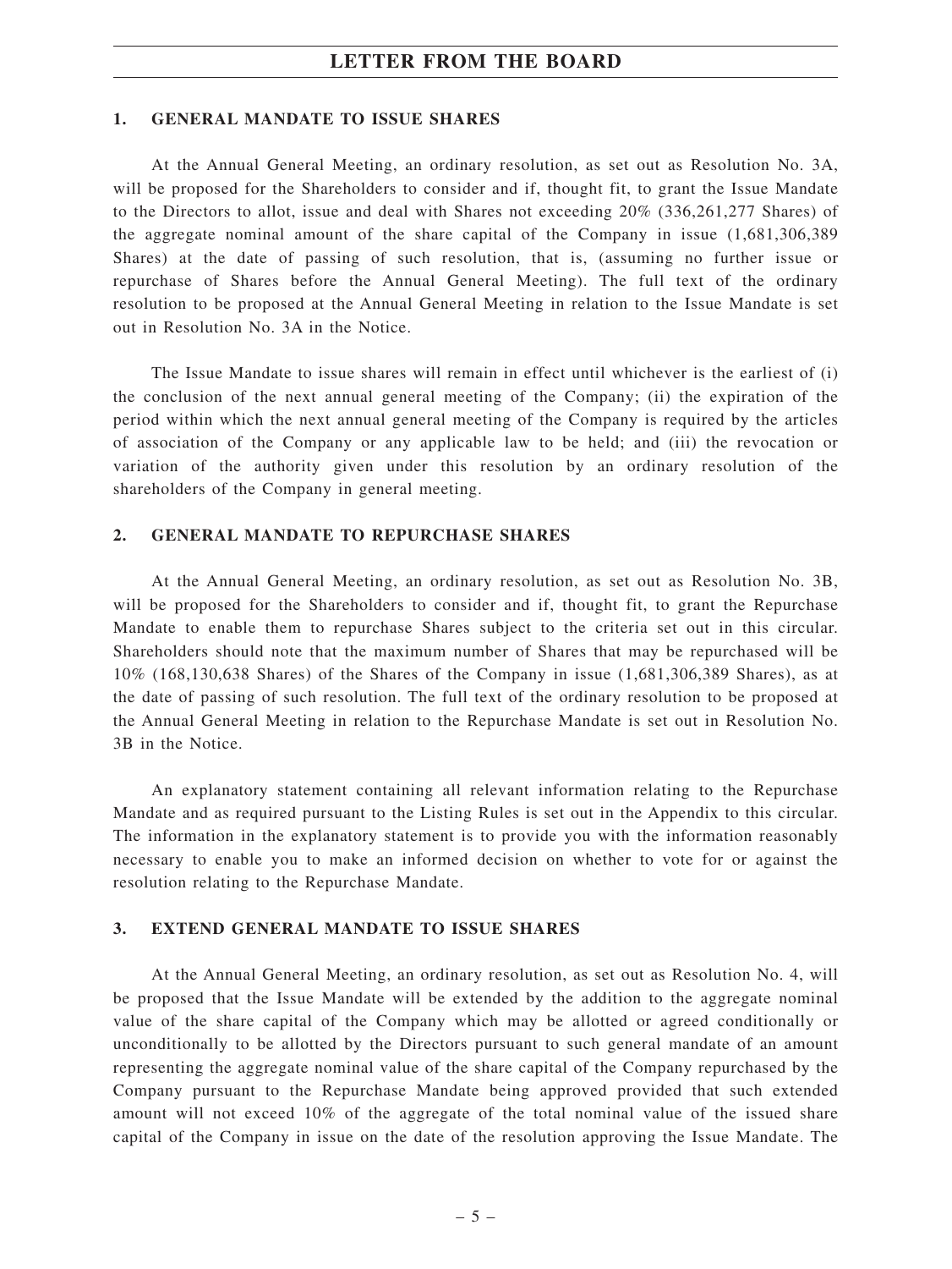## 1. GENERAL MANDATE TO ISSUE SHARES

At the Annual General Meeting, an ordinary resolution, as set out as Resolution No. 3A, will be proposed for the Shareholders to consider and if, thought fit, to grant the Issue Mandate to the Directors to allot, issue and deal with Shares not exceeding 20% (336,261,277 Shares) of the aggregate nominal amount of the share capital of the Company in issue (1,681,306,389 Shares) at the date of passing of such resolution, that is, (assuming no further issue or repurchase of Shares before the Annual General Meeting). The full text of the ordinary resolution to be proposed at the Annual General Meeting in relation to the Issue Mandate is set out in Resolution No. 3A in the Notice.

The Issue Mandate to issue shares will remain in effect until whichever is the earliest of (i) the conclusion of the next annual general meeting of the Company; (ii) the expiration of the period within which the next annual general meeting of the Company is required by the articles of association of the Company or any applicable law to be held; and (iii) the revocation or variation of the authority given under this resolution by an ordinary resolution of the shareholders of the Company in general meeting.

## 2. GENERAL MANDATE TO REPURCHASE SHARES

At the Annual General Meeting, an ordinary resolution, as set out as Resolution No. 3B, will be proposed for the Shareholders to consider and if, thought fit, to grant the Repurchase Mandate to enable them to repurchase Shares subject to the criteria set out in this circular. Shareholders should note that the maximum number of Shares that may be repurchased will be 10% (168,130,638 Shares) of the Shares of the Company in issue (1,681,306,389 Shares), as at the date of passing of such resolution. The full text of the ordinary resolution to be proposed at the Annual General Meeting in relation to the Repurchase Mandate is set out in Resolution No. 3B in the Notice.

An explanatory statement containing all relevant information relating to the Repurchase Mandate and as required pursuant to the Listing Rules is set out in the Appendix to this circular. The information in the explanatory statement is to provide you with the information reasonably necessary to enable you to make an informed decision on whether to vote for or against the resolution relating to the Repurchase Mandate.

## 3. EXTEND GENERAL MANDATE TO ISSUE SHARES

At the Annual General Meeting, an ordinary resolution, as set out as Resolution No. 4, will be proposed that the Issue Mandate will be extended by the addition to the aggregate nominal value of the share capital of the Company which may be allotted or agreed conditionally or unconditionally to be allotted by the Directors pursuant to such general mandate of an amount representing the aggregate nominal value of the share capital of the Company repurchased by the Company pursuant to the Repurchase Mandate being approved provided that such extended amount will not exceed 10% of the aggregate of the total nominal value of the issued share capital of the Company in issue on the date of the resolution approving the Issue Mandate. The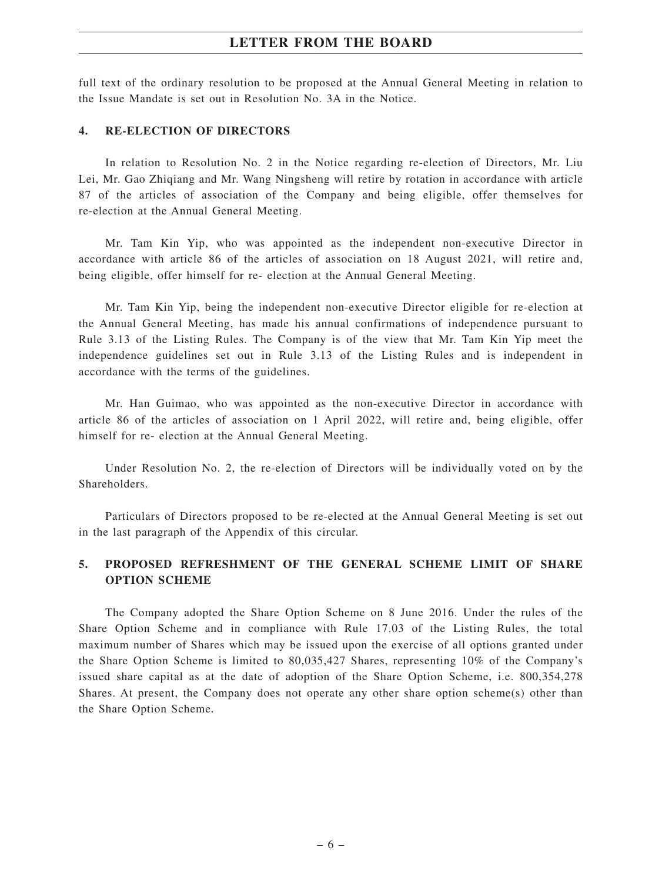full text of the ordinary resolution to be proposed at the Annual General Meeting in relation to the Issue Mandate is set out in Resolution No. 3A in the Notice.

## 4. RE-ELECTION OF DIRECTORS

In relation to Resolution No. 2 in the Notice regarding re-election of Directors, Mr. Liu Lei, Mr. Gao Zhiqiang and Mr. Wang Ningsheng will retire by rotation in accordance with article 87 of the articles of association of the Company and being eligible, offer themselves for re-election at the Annual General Meeting.

Mr. Tam Kin Yip, who was appointed as the independent non-executive Director in accordance with article 86 of the articles of association on 18 August 2021, will retire and, being eligible, offer himself for re- election at the Annual General Meeting.

Mr. Tam Kin Yip, being the independent non-executive Director eligible for re-election at the Annual General Meeting, has made his annual confirmations of independence pursuant to Rule 3.13 of the Listing Rules. The Company is of the view that Mr. Tam Kin Yip meet the independence guidelines set out in Rule 3.13 of the Listing Rules and is independent in accordance with the terms of the guidelines.

Mr. Han Guimao, who was appointed as the non-executive Director in accordance with article 86 of the articles of association on 1 April 2022, will retire and, being eligible, offer himself for re- election at the Annual General Meeting.

Under Resolution No. 2, the re-election of Directors will be individually voted on by the Shareholders.

Particulars of Directors proposed to be re-elected at the Annual General Meeting is set out in the last paragraph of the Appendix of this circular.

## 5. PROPOSED REFRESHMENT OF THE GENERAL SCHEME LIMIT OF SHARE OPTION SCHEME

The Company adopted the Share Option Scheme on 8 June 2016. Under the rules of the Share Option Scheme and in compliance with Rule 17.03 of the Listing Rules, the total maximum number of Shares which may be issued upon the exercise of all options granted under the Share Option Scheme is limited to 80,035,427 Shares, representing 10% of the Company's issued share capital as at the date of adoption of the Share Option Scheme, i.e. 800,354,278 Shares. At present, the Company does not operate any other share option scheme(s) other than the Share Option Scheme.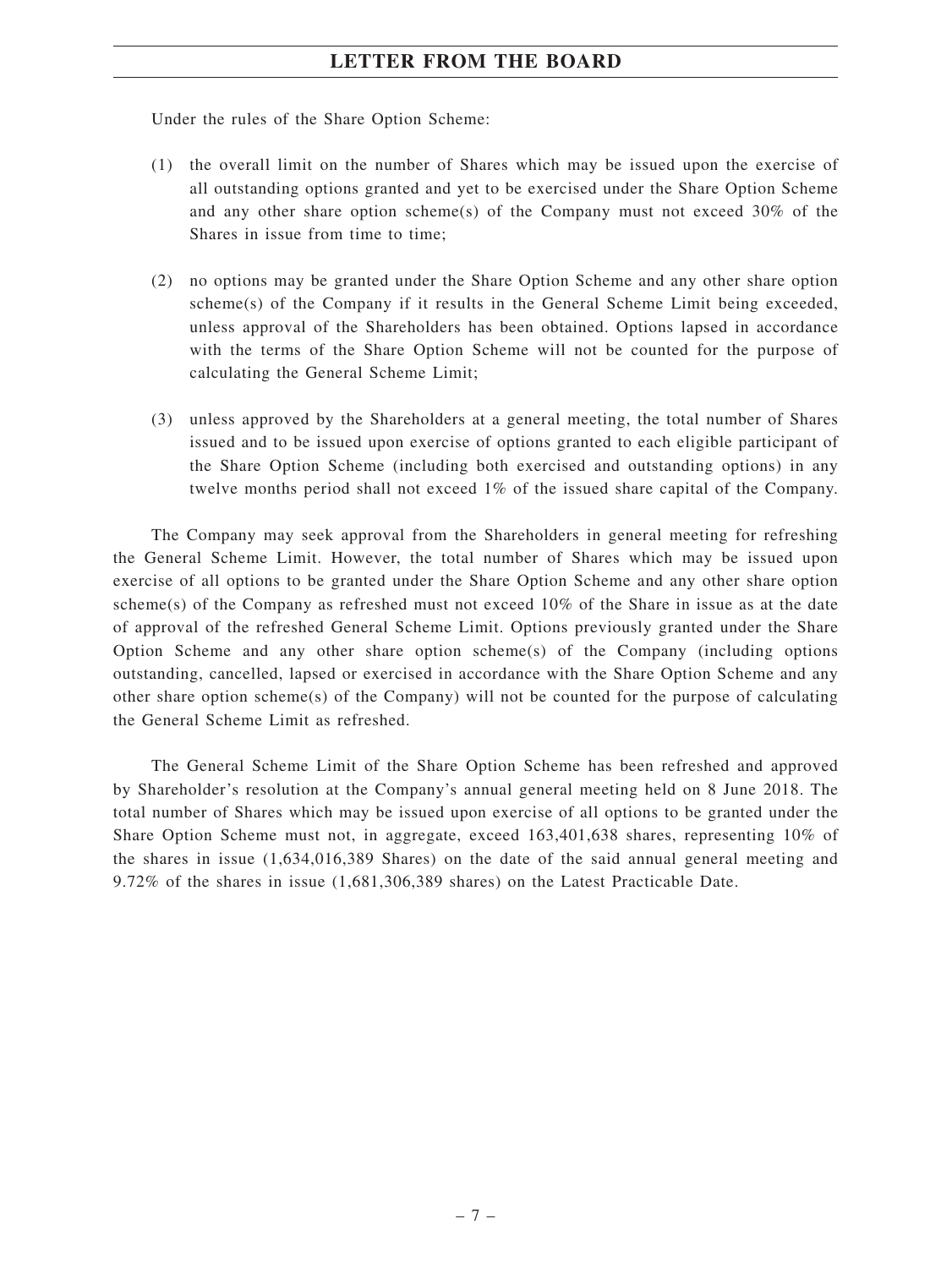Under the rules of the Share Option Scheme:

(1) the overall limit on the number of Shares which may be issued upon the exercise of all outstanding options granted and yet to be exercised under the Share Option Scheme and any other share option scheme(s) of the Company must not exceed 30% of the Shares in issue from time to time;

(2) no options may be granted under the Share Option Scheme and any other share option scheme(s) of the Company if it results in the General Scheme Limit being exceeded, unless approval of the Shareholders has been obtained. Options lapsed in accordance with the terms of the Share Option Scheme will not be counted for the purpose of calculating the General Scheme Limit;

(3) unless approved by the Shareholders at a general meeting, the total number of Shares issued and to be issued upon exercise of options granted to each eligible participant of the Share Option Scheme (including both exercised and outstanding options) in any twelve months period shall not exceed 1% of the issued share capital of the Company.

The Company may seek approval from the Shareholders in general meeting for refreshing the General Scheme Limit. However, the total number of Shares which may be issued upon exercise of all options to be granted under the Share Option Scheme and any other share option scheme(s) of the Company as refreshed must not exceed 10% of the Share in issue as at the date of approval of the refreshed General Scheme Limit. Options previously granted under the Share Option Scheme and any other share option scheme(s) of the Company (including options outstanding, cancelled, lapsed or exercised in accordance with the Share Option Scheme and any other share option scheme(s) of the Company) will not be counted for the purpose of calculating the General Scheme Limit as refreshed.

The General Scheme Limit of the Share Option Scheme has been refreshed and approved by Shareholder's resolution at the Company's annual general meeting held on 8 June 2018. The total number of Shares which may be issued upon exercise of all options to be granted under the Share Option Scheme must not, in aggregate, exceed 163,401,638 shares, representing 10% of the shares in issue (1,634,016,389 Shares) on the date of the said annual general meeting and 9.72% of the shares in issue (1,681,306,389 shares) on the Latest Practicable Date.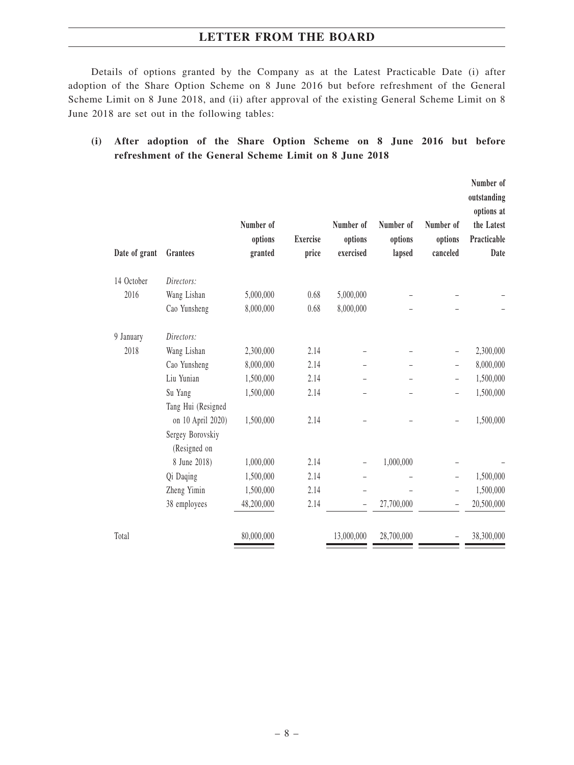Details of options granted by the Company as at the Latest Practicable Date (i) after adoption of the Share Option Scheme on 8 June 2016 but before refreshment of the General Scheme Limit on 8 June 2018, and (ii) after approval of the existing General Scheme Limit on 8 June 2018 are set out in the following tables:

**(i) After adoption of the Share Option Scheme on 8 June 2016 but before refreshment of the General Scheme Limit on 8 June 2018**

| Date of grant | Grantees | Number of options granted | Exercise price | Number of options exercised | Number of options lapsed | Number of options canceled | Number of outstanding options at the Latest Practicable Date |
|---|---|---|---|---|---|---|---|
| 14 October 2016 | *Directors:* | | | | | | |
| | Wang Lishan | 5,000,000 | 0.68 | 5,000,000 | – | – | – |
| | Cao Yunsheng | 8,000,000 | 0.68 | 8,000,000 | – | – | – |
| 9 January 2018 | *Directors:* | | | | | | |
| | Wang Lishan | 2,300,000 | 2.14 | – | – | – | 2,300,000 |
| | Cao Yunsheng | 8,000,000 | 2.14 | – | – | – | 8,000,000 |
| | Liu Yunian | 1,500,000 | 2.14 | – | – | – | 1,500,000 |
| | Su Yang | 1,500,000 | 2.14 | – | – | – | 1,500,000 |
| | Tang Hui (Resigned on 10 April 2020) | 1,500,000 | 2.14 | – | – | – | 1,500,000 |
| | Sergey Borovskiy (Resigned on 8 June 2018) | 1,000,000 | 2.14 | – | 1,000,000 | – | – |
| | Qi Daqing | 1,500,000 | 2.14 | – | – | – | 1,500,000 |
| | Zheng Yimin | 1,500,000 | 2.14 | – | – | – | 1,500,000 |
| | 38 employees | 48,200,000 | 2.14 | – | 27,700,000 | – | 20,500,000 |
| Total | | 80,000,000 | | 13,000,000 | 28,700,000 | – | 38,300,000 |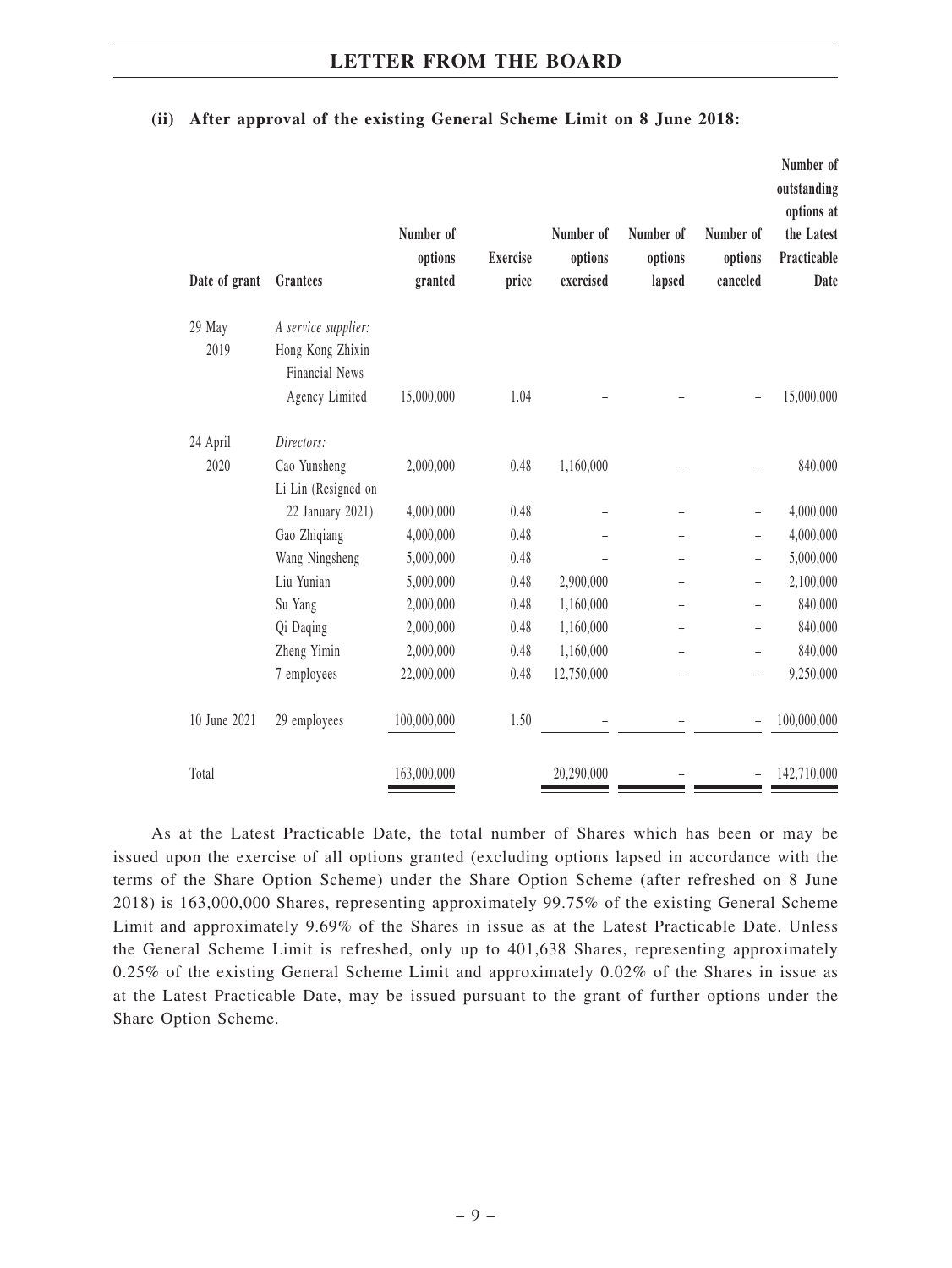**(ii) After approval of the existing General Scheme Limit on 8 June 2018:**

| Date of grant | Grantees | Number of options granted | Exercise price | Number of options exercised | Number of options lapsed | Number of options canceled | Number of outstanding options at the Latest Practicable Date |
|---|---|---|---|---|---|---|---|
| 29 May 2019 | *A service supplier:* Hong Kong Zhixin Financial News Agency Limited | 15,000,000 | 1.04 | – | – | – | 15,000,000 |
| 24 April 2020 | *Directors:* | | | | | | |
| | Cao Yunsheng | 2,000,000 | 0.48 | 1,160,000 | – | – | 840,000 |
| | Li Lin (Resigned on 22 January 2021) | 4,000,000 | 0.48 | – | – | – | 4,000,000 |
| | Gao Zhiqiang | 4,000,000 | 0.48 | – | – | – | 4,000,000 |
| | Wang Ningsheng | 5,000,000 | 0.48 | – | – | – | 5,000,000 |
| | Liu Yunian | 5,000,000 | 0.48 | 2,900,000 | – | – | 2,100,000 |
| | Su Yang | 2,000,000 | 0.48 | 1,160,000 | – | – | 840,000 |
| | Qi Daqing | 2,000,000 | 0.48 | 1,160,000 | – | – | 840,000 |
| | Zheng Yimin | 2,000,000 | 0.48 | 1,160,000 | – | – | 840,000 |
| | 7 employees | 22,000,000 | 0.48 | 12,750,000 | – | – | 9,250,000 |
| 10 June 2021 | 29 employees | 100,000,000 | 1.50 | – | – | – | 100,000,000 |
| Total | | 163,000,000 | | 20,290,000 | – | – | 142,710,000 |

As at the Latest Practicable Date, the total number of Shares which has been or may be issued upon the exercise of all options granted (excluding options lapsed in accordance with the terms of the Share Option Scheme) under the Share Option Scheme (after refreshed on 8 June 2018) is 163,000,000 Shares, representing approximately 99.75% of the existing General Scheme Limit and approximately 9.69% of the Shares in issue as at the Latest Practicable Date. Unless the General Scheme Limit is refreshed, only up to 401,638 Shares, representing approximately 0.25% of the existing General Scheme Limit and approximately 0.02% of the Shares in issue as at the Latest Practicable Date, may be issued pursuant to the grant of further options under the Share Option Scheme.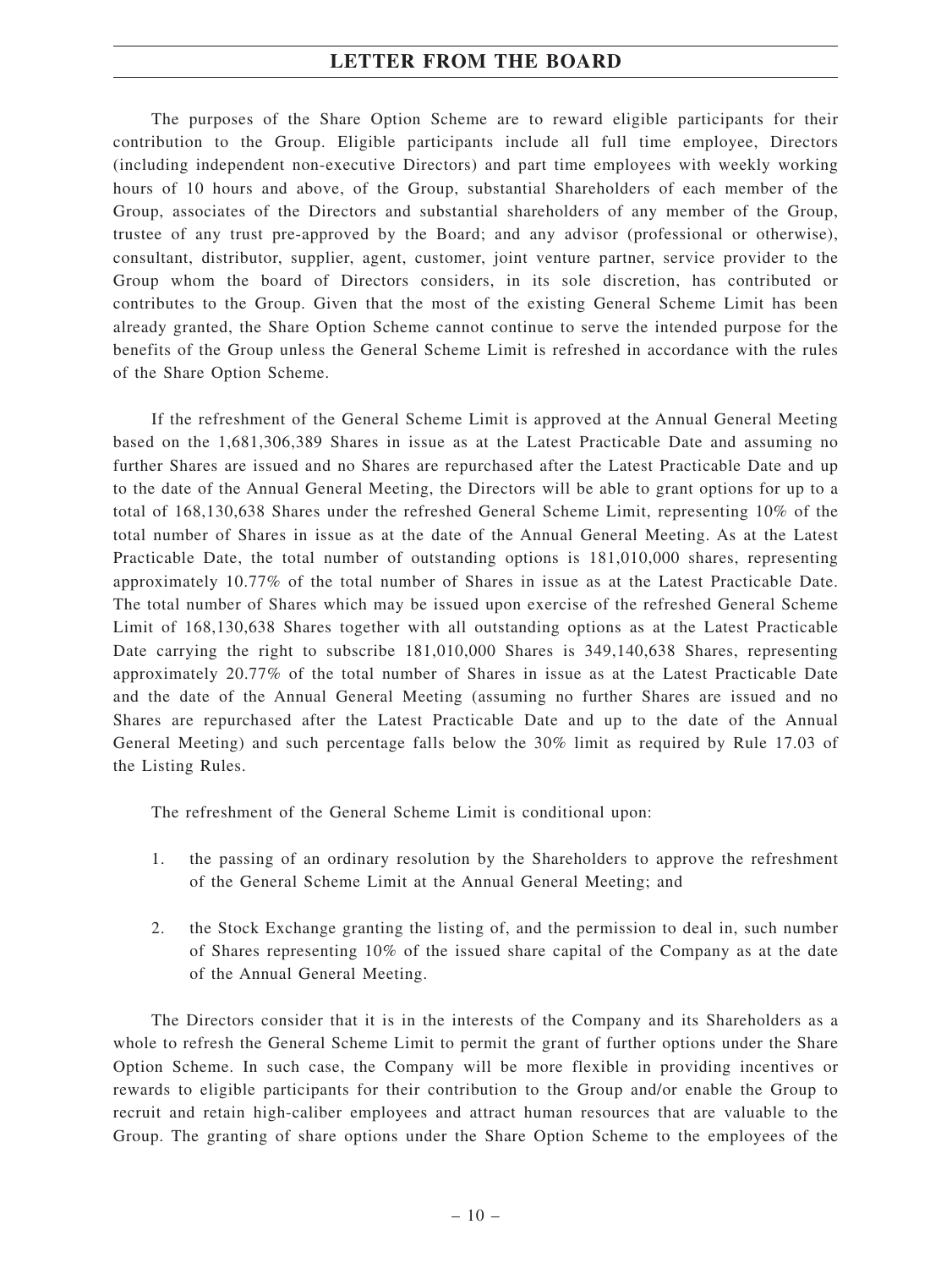The purposes of the Share Option Scheme are to reward eligible participants for their contribution to the Group. Eligible participants include all full time employee, Directors (including independent non-executive Directors) and part time employees with weekly working hours of 10 hours and above, of the Group, substantial Shareholders of each member of the Group, associates of the Directors and substantial shareholders of any member of the Group, trustee of any trust pre-approved by the Board; and any advisor (professional or otherwise), consultant, distributor, supplier, agent, customer, joint venture partner, service provider to the Group whom the board of Directors considers, in its sole discretion, has contributed or contributes to the Group. Given that the most of the existing General Scheme Limit has been already granted, the Share Option Scheme cannot continue to serve the intended purpose for the benefits of the Group unless the General Scheme Limit is refreshed in accordance with the rules of the Share Option Scheme.

If the refreshment of the General Scheme Limit is approved at the Annual General Meeting based on the 1,681,306,389 Shares in issue as at the Latest Practicable Date and assuming no further Shares are issued and no Shares are repurchased after the Latest Practicable Date and up to the date of the Annual General Meeting, the Directors will be able to grant options for up to a total of 168,130,638 Shares under the refreshed General Scheme Limit, representing 10% of the total number of Shares in issue as at the date of the Annual General Meeting. As at the Latest Practicable Date, the total number of outstanding options is 181,010,000 shares, representing approximately 10.77% of the total number of Shares in issue as at the Latest Practicable Date. The total number of Shares which may be issued upon exercise of the refreshed General Scheme Limit of 168,130,638 Shares together with all outstanding options as at the Latest Practicable Date carrying the right to subscribe 181,010,000 Shares is 349,140,638 Shares, representing approximately 20.77% of the total number of Shares in issue as at the Latest Practicable Date and the date of the Annual General Meeting (assuming no further Shares are issued and no Shares are repurchased after the Latest Practicable Date and up to the date of the Annual General Meeting) and such percentage falls below the 30% limit as required by Rule 17.03 of the Listing Rules.

The refreshment of the General Scheme Limit is conditional upon:

1. the passing of an ordinary resolution by the Shareholders to approve the refreshment of the General Scheme Limit at the Annual General Meeting; and

2. the Stock Exchange granting the listing of, and the permission to deal in, such number of Shares representing 10% of the issued share capital of the Company as at the date of the Annual General Meeting.

The Directors consider that it is in the interests of the Company and its Shareholders as a whole to refresh the General Scheme Limit to permit the grant of further options under the Share Option Scheme. In such case, the Company will be more flexible in providing incentives or rewards to eligible participants for their contribution to the Group and/or enable the Group to recruit and retain high-caliber employees and attract human resources that are valuable to the Group. The granting of share options under the Share Option Scheme to the employees of the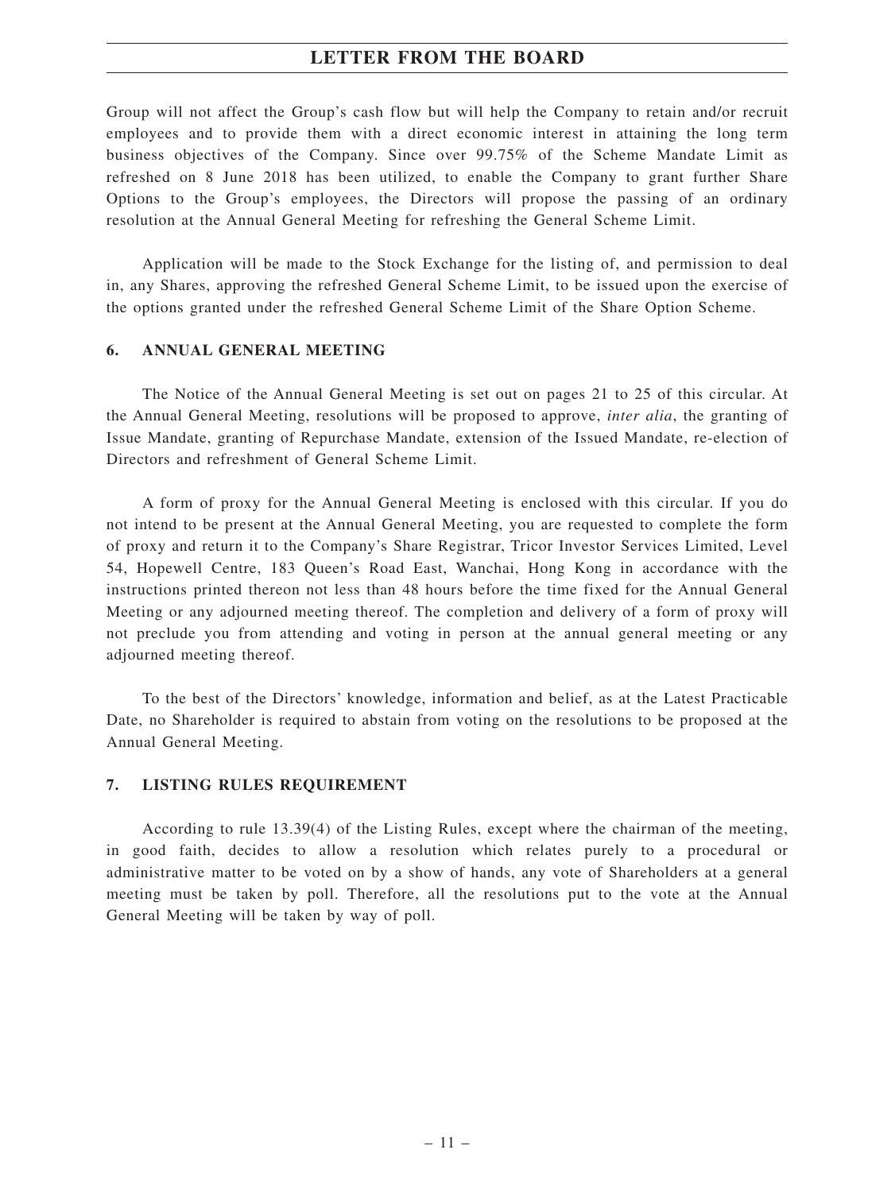Group will not affect the Group's cash flow but will help the Company to retain and/or recruit employees and to provide them with a direct economic interest in attaining the long term business objectives of the Company. Since over 99.75% of the Scheme Mandate Limit as refreshed on 8 June 2018 has been utilized, to enable the Company to grant further Share Options to the Group's employees, the Directors will propose the passing of an ordinary resolution at the Annual General Meeting for refreshing the General Scheme Limit.

Application will be made to the Stock Exchange for the listing of, and permission to deal in, any Shares, approving the refreshed General Scheme Limit, to be issued upon the exercise of the options granted under the refreshed General Scheme Limit of the Share Option Scheme.

## 6. ANNUAL GENERAL MEETING

The Notice of the Annual General Meeting is set out on pages 21 to 25 of this circular. At the Annual General Meeting, resolutions will be proposed to approve, *inter alia*, the granting of Issue Mandate, granting of Repurchase Mandate, extension of the Issued Mandate, re-election of Directors and refreshment of General Scheme Limit.

A form of proxy for the Annual General Meeting is enclosed with this circular. If you do not intend to be present at the Annual General Meeting, you are requested to complete the form of proxy and return it to the Company's Share Registrar, Tricor Investor Services Limited, Level 54, Hopewell Centre, 183 Queen's Road East, Wanchai, Hong Kong in accordance with the instructions printed thereon not less than 48 hours before the time fixed for the Annual General Meeting or any adjourned meeting thereof. The completion and delivery of a form of proxy will not preclude you from attending and voting in person at the annual general meeting or any adjourned meeting thereof.

To the best of the Directors' knowledge, information and belief, as at the Latest Practicable Date, no Shareholder is required to abstain from voting on the resolutions to be proposed at the Annual General Meeting.

## 7. LISTING RULES REQUIREMENT

According to rule 13.39(4) of the Listing Rules, except where the chairman of the meeting, in good faith, decides to allow a resolution which relates purely to a procedural or administrative matter to be voted on by a show of hands, any vote of Shareholders at a general meeting must be taken by poll. Therefore, all the resolutions put to the vote at the Annual General Meeting will be taken by way of poll.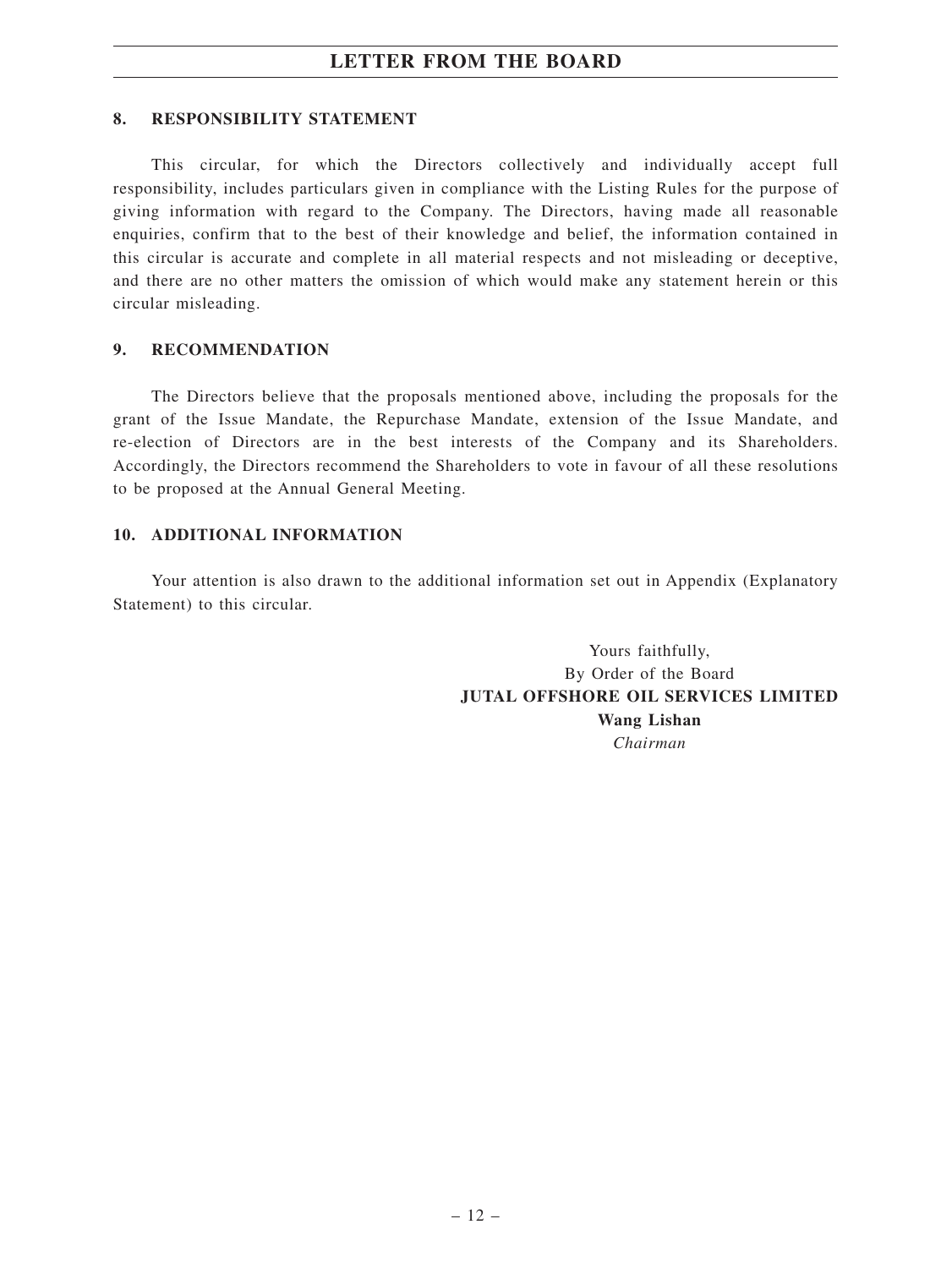## 8. RESPONSIBILITY STATEMENT

This circular, for which the Directors collectively and individually accept full responsibility, includes particulars given in compliance with the Listing Rules for the purpose of giving information with regard to the Company. The Directors, having made all reasonable enquiries, confirm that to the best of their knowledge and belief, the information contained in this circular is accurate and complete in all material respects and not misleading or deceptive, and there are no other matters the omission of which would make any statement herein or this circular misleading.

## 9. RECOMMENDATION

The Directors believe that the proposals mentioned above, including the proposals for the grant of the Issue Mandate, the Repurchase Mandate, extension of the Issue Mandate, and re-election of Directors are in the best interests of the Company and its Shareholders. Accordingly, the Directors recommend the Shareholders to vote in favour of all these resolutions to be proposed at the Annual General Meeting.

## 10. ADDITIONAL INFORMATION

Your attention is also drawn to the additional information set out in Appendix (Explanatory Statement) to this circular.

Yours faithfully,
By Order of the Board
**JUTAL OFFSHORE OIL SERVICES LIMITED**
**Wang Lishan**
*Chairman*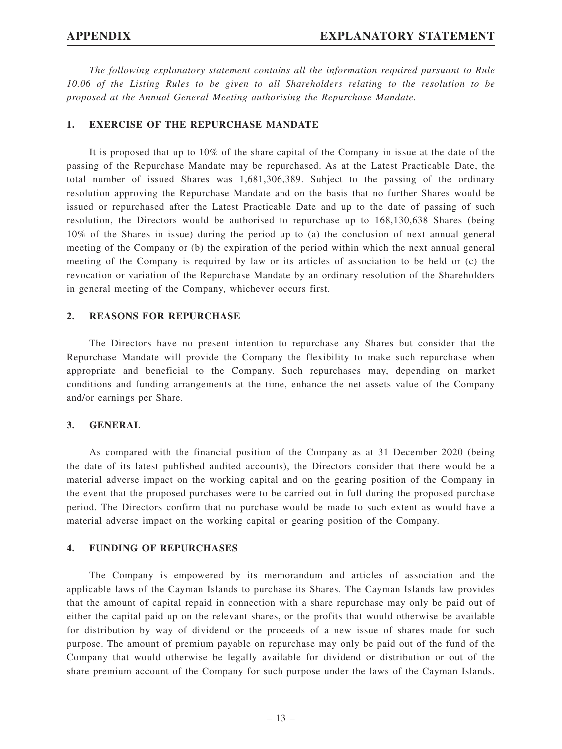# APPENDIX EXPLANATORY STATEMENT

*The following explanatory statement contains all the information required pursuant to Rule 10.06 of the Listing Rules to be given to all Shareholders relating to the resolution to be proposed at the Annual General Meeting authorising the Repurchase Mandate.*

## 1. EXERCISE OF THE REPURCHASE MANDATE

It is proposed that up to 10% of the share capital of the Company in issue at the date of the passing of the Repurchase Mandate may be repurchased. As at the Latest Practicable Date, the total number of issued Shares was 1,681,306,389. Subject to the passing of the ordinary resolution approving the Repurchase Mandate and on the basis that no further Shares would be issued or repurchased after the Latest Practicable Date and up to the date of passing of such resolution, the Directors would be authorised to repurchase up to 168,130,638 Shares (being 10% of the Shares in issue) during the period up to (a) the conclusion of next annual general meeting of the Company or (b) the expiration of the period within which the next annual general meeting of the Company is required by law or its articles of association to be held or (c) the revocation or variation of the Repurchase Mandate by an ordinary resolution of the Shareholders in general meeting of the Company, whichever occurs first.

## 2. REASONS FOR REPURCHASE

The Directors have no present intention to repurchase any Shares but consider that the Repurchase Mandate will provide the Company the flexibility to make such repurchase when appropriate and beneficial to the Company. Such repurchases may, depending on market conditions and funding arrangements at the time, enhance the net assets value of the Company and/or earnings per Share.

## 3. GENERAL

As compared with the financial position of the Company as at 31 December 2020 (being the date of its latest published audited accounts), the Directors consider that there would be a material adverse impact on the working capital and on the gearing position of the Company in the event that the proposed purchases were to be carried out in full during the proposed purchase period. The Directors confirm that no purchase would be made to such extent as would have a material adverse impact on the working capital or gearing position of the Company.

## 4. FUNDING OF REPURCHASES

The Company is empowered by its memorandum and articles of association and the applicable laws of the Cayman Islands to purchase its Shares. The Cayman Islands law provides that the amount of capital repaid in connection with a share repurchase may only be paid out of either the capital paid up on the relevant shares, or the profits that would otherwise be available for distribution by way of dividend or the proceeds of a new issue of shares made for such purpose. The amount of premium payable on repurchase may only be paid out of the fund of the Company that would otherwise be legally available for dividend or distribution or out of the share premium account of the Company for such purpose under the laws of the Cayman Islands.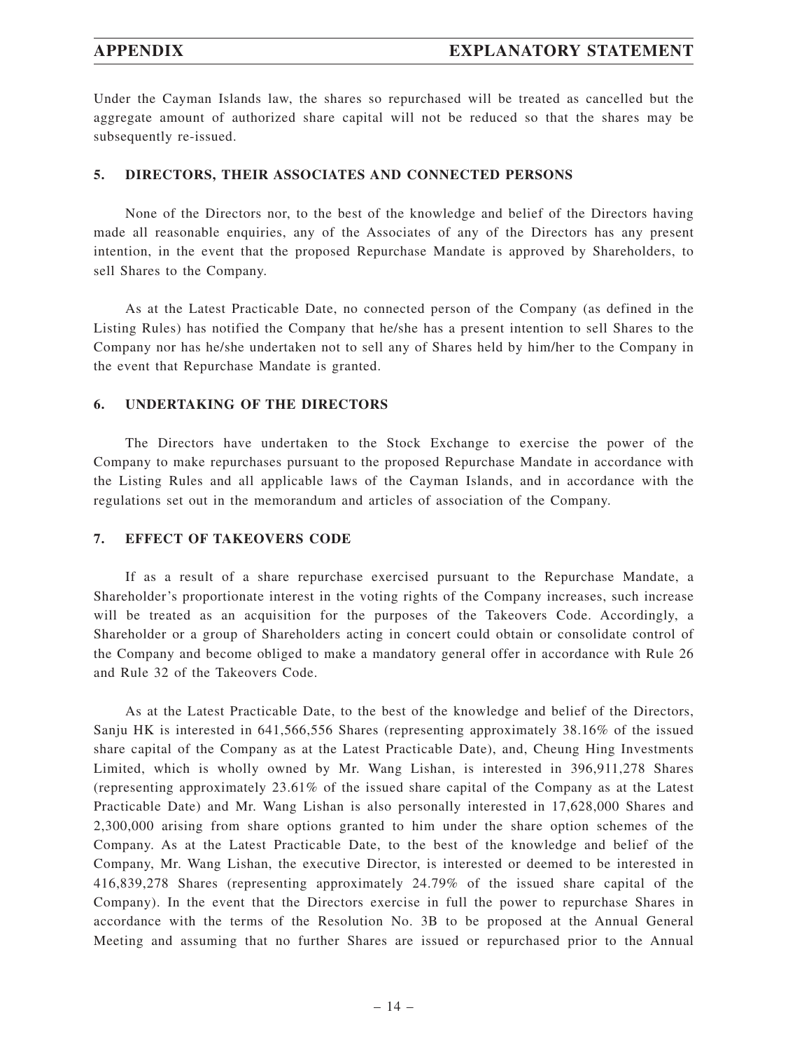Under the Cayman Islands law, the shares so repurchased will be treated as cancelled but the aggregate amount of authorized share capital will not be reduced so that the shares may be subsequently re-issued.

## 5. DIRECTORS, THEIR ASSOCIATES AND CONNECTED PERSONS

None of the Directors nor, to the best of the knowledge and belief of the Directors having made all reasonable enquiries, any of the Associates of any of the Directors has any present intention, in the event that the proposed Repurchase Mandate is approved by Shareholders, to sell Shares to the Company.

As at the Latest Practicable Date, no connected person of the Company (as defined in the Listing Rules) has notified the Company that he/she has a present intention to sell Shares to the Company nor has he/she undertaken not to sell any of Shares held by him/her to the Company in the event that Repurchase Mandate is granted.

## 6. UNDERTAKING OF THE DIRECTORS

The Directors have undertaken to the Stock Exchange to exercise the power of the Company to make repurchases pursuant to the proposed Repurchase Mandate in accordance with the Listing Rules and all applicable laws of the Cayman Islands, and in accordance with the regulations set out in the memorandum and articles of association of the Company.

## 7. EFFECT OF TAKEOVERS CODE

If as a result of a share repurchase exercised pursuant to the Repurchase Mandate, a Shareholder's proportionate interest in the voting rights of the Company increases, such increase will be treated as an acquisition for the purposes of the Takeovers Code. Accordingly, a Shareholder or a group of Shareholders acting in concert could obtain or consolidate control of the Company and become obliged to make a mandatory general offer in accordance with Rule 26 and Rule 32 of the Takeovers Code.

As at the Latest Practicable Date, to the best of the knowledge and belief of the Directors, Sanju HK is interested in 641,566,556 Shares (representing approximately 38.16% of the issued share capital of the Company as at the Latest Practicable Date), and, Cheung Hing Investments Limited, which is wholly owned by Mr. Wang Lishan, is interested in 396,911,278 Shares (representing approximately 23.61% of the issued share capital of the Company as at the Latest Practicable Date) and Mr. Wang Lishan is also personally interested in 17,628,000 Shares and 2,300,000 arising from share options granted to him under the share option schemes of the Company. As at the Latest Practicable Date, to the best of the knowledge and belief of the Company, Mr. Wang Lishan, the executive Director, is interested or deemed to be interested in 416,839,278 Shares (representing approximately 24.79% of the issued share capital of the Company). In the event that the Directors exercise in full the power to repurchase Shares in accordance with the terms of the Resolution No. 3B to be proposed at the Annual General Meeting and assuming that no further Shares are issued or repurchased prior to the Annual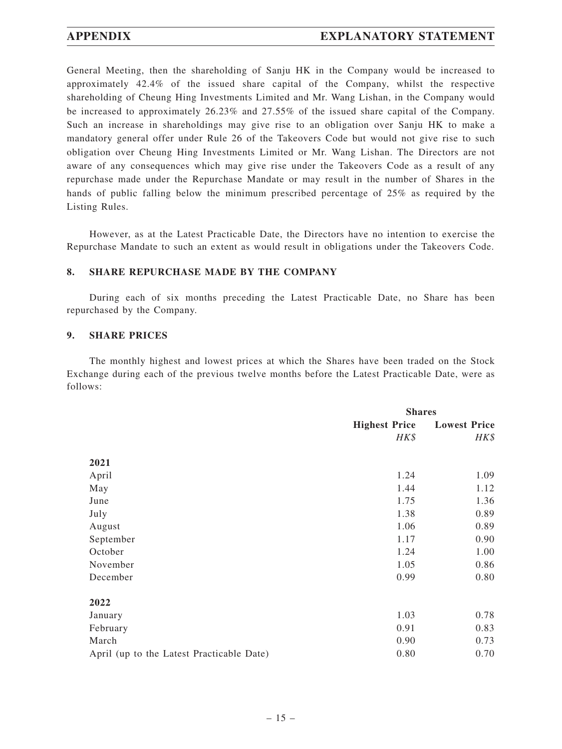General Meeting, then the shareholding of Sanju HK in the Company would be increased to approximately 42.4% of the issued share capital of the Company, whilst the respective shareholding of Cheung Hing Investments Limited and Mr. Wang Lishan, in the Company would be increased to approximately 26.23% and 27.55% of the issued share capital of the Company. Such an increase in shareholdings may give rise to an obligation over Sanju HK to make a mandatory general offer under Rule 26 of the Takeovers Code but would not give rise to such obligation over Cheung Hing Investments Limited or Mr. Wang Lishan. The Directors are not aware of any consequences which may give rise under the Takeovers Code as a result of any repurchase made under the Repurchase Mandate or may result in the number of Shares in the hands of public falling below the minimum prescribed percentage of 25% as required by the Listing Rules.

However, as at the Latest Practicable Date, the Directors have no intention to exercise the Repurchase Mandate to such an extent as would result in obligations under the Takeovers Code.

## 8. SHARE REPURCHASE MADE BY THE COMPANY

During each of six months preceding the Latest Practicable Date, no Share has been repurchased by the Company.

## 9. SHARE PRICES

The monthly highest and lowest prices at which the Shares have been traded on the Stock Exchange during each of the previous twelve months before the Latest Practicable Date, were as follows:

| | **Shares** | |
|---|---|---|
| | **Highest Price** | **Lowest Price** |
| | *HK$* | *HK$* |
| **2021** | | |
| April | 1.24 | 1.09 |
| May | 1.44 | 1.12 |
| June | 1.75 | 1.36 |
| July | 1.38 | 0.89 |
| August | 1.06 | 0.89 |
| September | 1.17 | 0.90 |
| October | 1.24 | 1.00 |
| November | 1.05 | 0.86 |
| December | 0.99 | 0.80 |
| **2022** | | |
| January | 1.03 | 0.78 |
| February | 0.91 | 0.83 |
| March | 0.90 | 0.73 |
| April (up to the Latest Practicable Date) | 0.80 | 0.70 |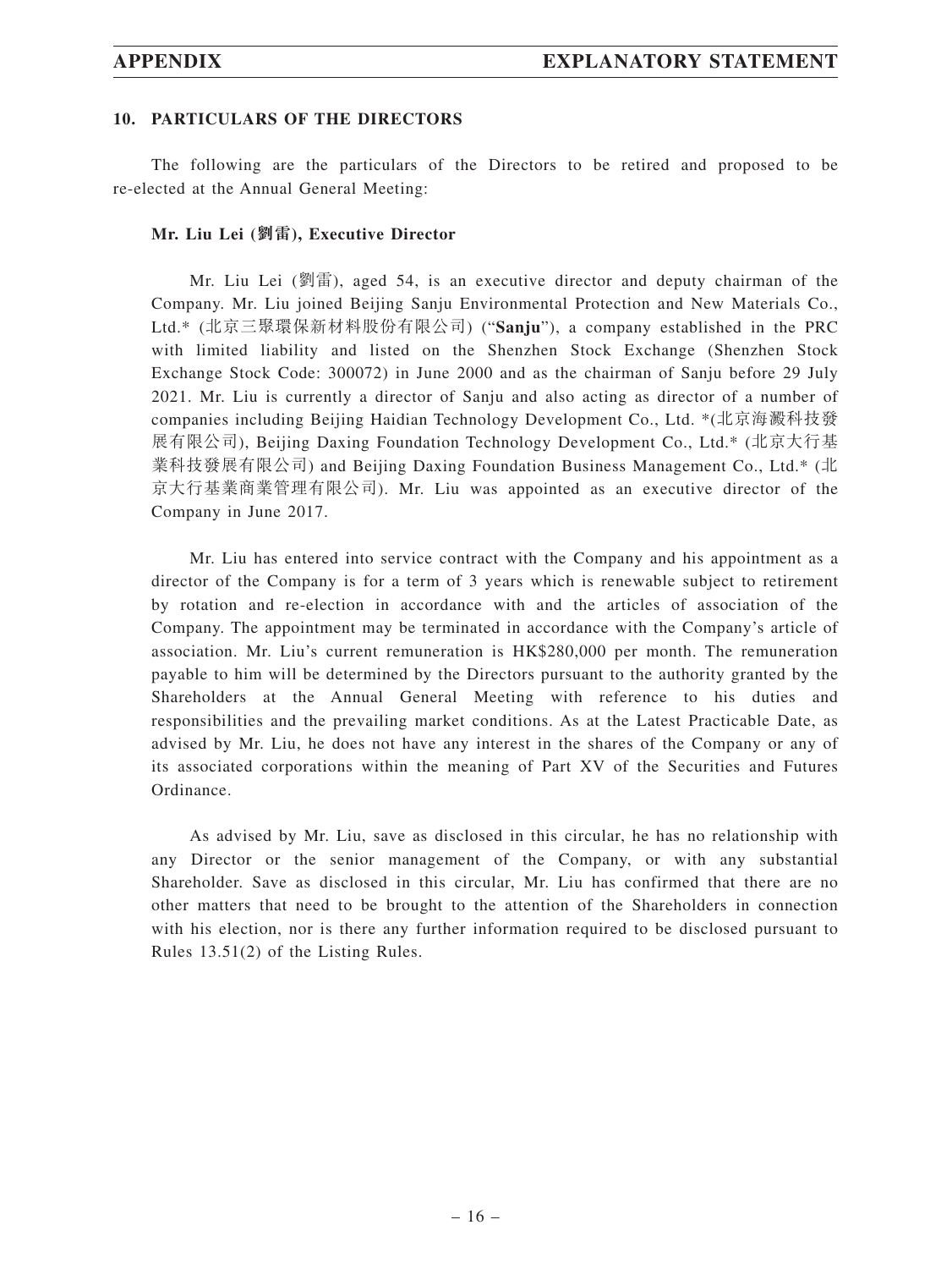## 10. PARTICULARS OF THE DIRECTORS

The following are the particulars of the Directors to be retired and proposed to be re-elected at the Annual General Meeting:

### Mr. Liu Lei (劉雷), Executive Director

Mr. Liu Lei (劉雷), aged 54, is an executive director and deputy chairman of the Company. Mr. Liu joined Beijing Sanju Environmental Protection and New Materials Co., Ltd.* (北京三聚環保新材料股份有限公司) ("**Sanju**"), a company established in the PRC with limited liability and listed on the Shenzhen Stock Exchange (Shenzhen Stock Exchange Stock Code: 300072) in June 2000 and as the chairman of Sanju before 29 July 2021. Mr. Liu is currently a director of Sanju and also acting as director of a number of companies including Beijing Haidian Technology Development Co., Ltd. *(北京海澱科技發展有限公司), Beijing Daxing Foundation Technology Development Co., Ltd.* (北京大行基業科技發展有限公司) and Beijing Daxing Foundation Business Management Co., Ltd.* (北京大行基業商業管理有限公司). Mr. Liu was appointed as an executive director of the Company in June 2017.

Mr. Liu has entered into service contract with the Company and his appointment as a director of the Company is for a term of 3 years which is renewable subject to retirement by rotation and re-election in accordance with and the articles of association of the Company. The appointment may be terminated in accordance with the Company's article of association. Mr. Liu's current remuneration is HK$280,000 per month. The remuneration payable to him will be determined by the Directors pursuant to the authority granted by the Shareholders at the Annual General Meeting with reference to his duties and responsibilities and the prevailing market conditions. As at the Latest Practicable Date, as advised by Mr. Liu, he does not have any interest in the shares of the Company or any of its associated corporations within the meaning of Part XV of the Securities and Futures Ordinance.

As advised by Mr. Liu, save as disclosed in this circular, he has no relationship with any Director or the senior management of the Company, or with any substantial Shareholder. Save as disclosed in this circular, Mr. Liu has confirmed that there are no other matters that need to be brought to the attention of the Shareholders in connection with his election, nor is there any further information required to be disclosed pursuant to Rules 13.51(2) of the Listing Rules.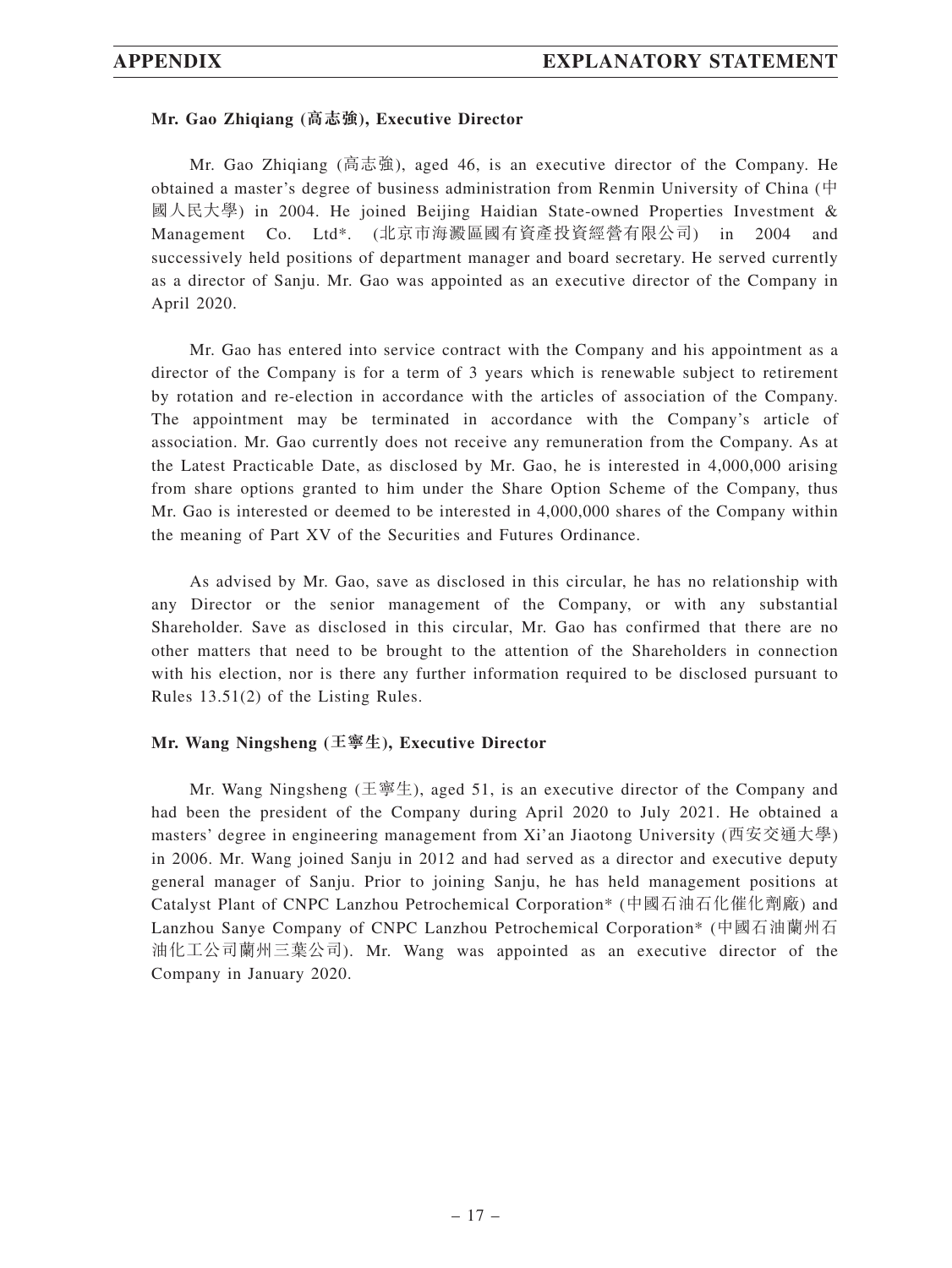**Mr. Gao Zhiqiang (高志強), Executive Director**

Mr. Gao Zhiqiang (高志強), aged 46, is an executive director of the Company. He obtained a master's degree of business administration from Renmin University of China (中國人民大學) in 2004. He joined Beijing Haidian State-owned Properties Investment & Management Co. Ltd*. (北京市海澱區國有資產投資經營有限公司) in 2004 and successively held positions of department manager and board secretary. He served currently as a director of Sanju. Mr. Gao was appointed as an executive director of the Company in April 2020.

Mr. Gao has entered into service contract with the Company and his appointment as a director of the Company is for a term of 3 years which is renewable subject to retirement by rotation and re-election in accordance with the articles of association of the Company. The appointment may be terminated in accordance with the Company's article of association. Mr. Gao currently does not receive any remuneration from the Company. As at the Latest Practicable Date, as disclosed by Mr. Gao, he is interested in 4,000,000 arising from share options granted to him under the Share Option Scheme of the Company, thus Mr. Gao is interested or deemed to be interested in 4,000,000 shares of the Company within the meaning of Part XV of the Securities and Futures Ordinance.

As advised by Mr. Gao, save as disclosed in this circular, he has no relationship with any Director or the senior management of the Company, or with any substantial Shareholder. Save as disclosed in this circular, Mr. Gao has confirmed that there are no other matters that need to be brought to the attention of the Shareholders in connection with his election, nor is there any further information required to be disclosed pursuant to Rules 13.51(2) of the Listing Rules.

**Mr. Wang Ningsheng (王寧生), Executive Director**

Mr. Wang Ningsheng (王寧生), aged 51, is an executive director of the Company and had been the president of the Company during April 2020 to July 2021. He obtained a masters' degree in engineering management from Xi'an Jiaotong University (西安交通大學) in 2006. Mr. Wang joined Sanju in 2012 and had served as a director and executive deputy general manager of Sanju. Prior to joining Sanju, he has held management positions at Catalyst Plant of CNPC Lanzhou Petrochemical Corporation* (中國石油石化催化劑廠) and Lanzhou Sanye Company of CNPC Lanzhou Petrochemical Corporation* (中國石油蘭州石油化工公司蘭州三葉公司). Mr. Wang was appointed as an executive director of the Company in January 2020.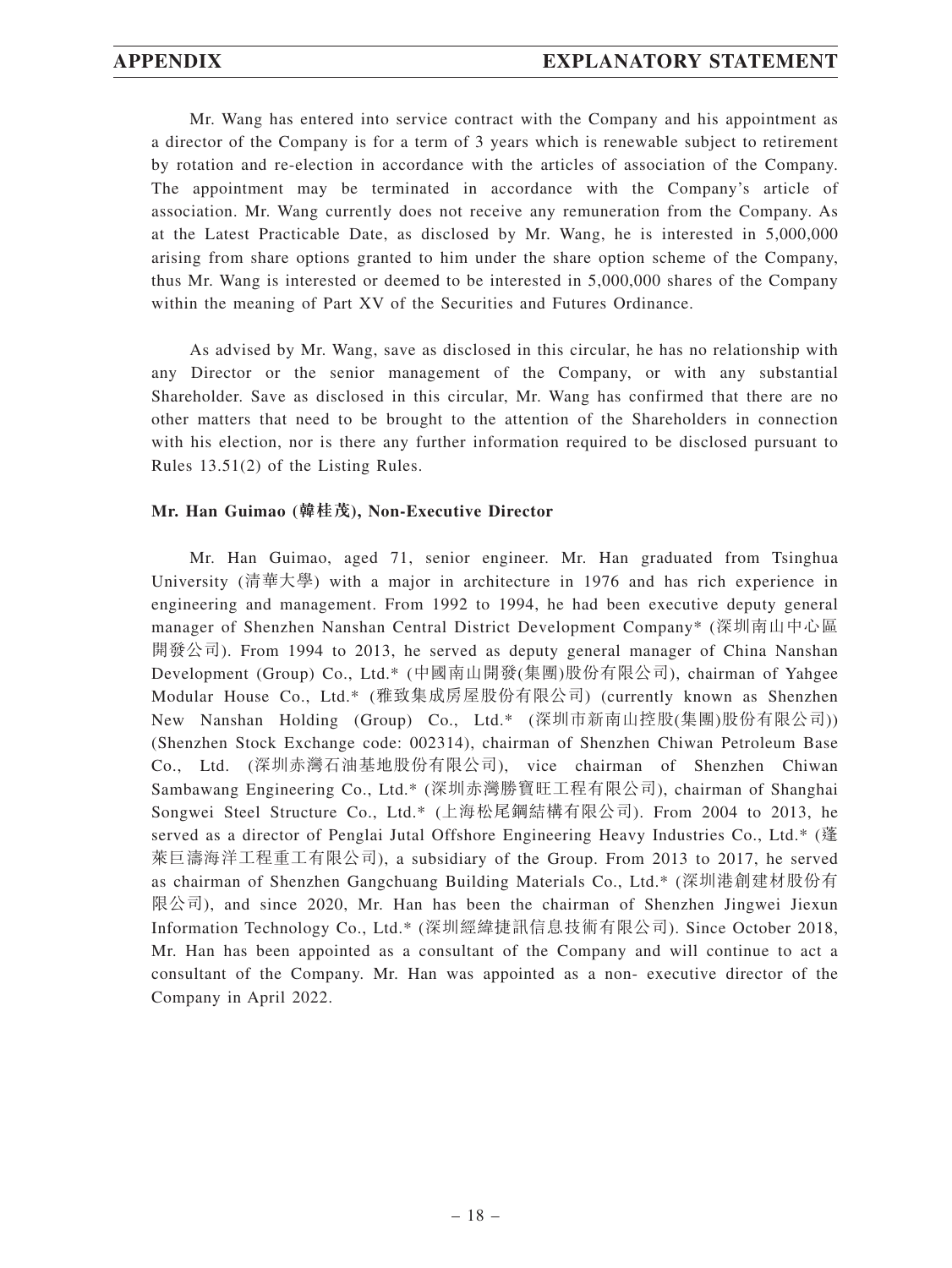Mr. Wang has entered into service contract with the Company and his appointment as a director of the Company is for a term of 3 years which is renewable subject to retirement by rotation and re-election in accordance with the articles of association of the Company. The appointment may be terminated in accordance with the Company's article of association. Mr. Wang currently does not receive any remuneration from the Company. As at the Latest Practicable Date, as disclosed by Mr. Wang, he is interested in 5,000,000 arising from share options granted to him under the share option scheme of the Company, thus Mr. Wang is interested or deemed to be interested in 5,000,000 shares of the Company within the meaning of Part XV of the Securities and Futures Ordinance.

As advised by Mr. Wang, save as disclosed in this circular, he has no relationship with any Director or the senior management of the Company, or with any substantial Shareholder. Save as disclosed in this circular, Mr. Wang has confirmed that there are no other matters that need to be brought to the attention of the Shareholders in connection with his election, nor is there any further information required to be disclosed pursuant to Rules 13.51(2) of the Listing Rules.

**Mr. Han Guimao (韓桂茂), Non-Executive Director**

Mr. Han Guimao, aged 71, senior engineer. Mr. Han graduated from Tsinghua University (清華大學) with a major in architecture in 1976 and has rich experience in engineering and management. From 1992 to 1994, he had been executive deputy general manager of Shenzhen Nanshan Central District Development Company* (深圳南山中心區開發公司). From 1994 to 2013, he served as deputy general manager of China Nanshan Development (Group) Co., Ltd.* (中國南山開發(集團)股份有限公司), chairman of Yahgee Modular House Co., Ltd.* (雅致集成房屋股份有限公司) (currently known as Shenzhen New Nanshan Holding (Group) Co., Ltd.* (深圳市新南山控股(集團)股份有限公司)) (Shenzhen Stock Exchange code: 002314), chairman of Shenzhen Chiwan Petroleum Base Co., Ltd. (深圳赤灣石油基地股份有限公司), vice chairman of Shenzhen Chiwan Sambawang Engineering Co., Ltd.* (深圳赤灣勝寶旺工程有限公司), chairman of Shanghai Songwei Steel Structure Co., Ltd.* (上海松尾鋼結構有限公司). From 2004 to 2013, he served as a director of Penglai Jutal Offshore Engineering Heavy Industries Co., Ltd.* (蓬萊巨濤海洋工程重工有限公司), a subsidiary of the Group. From 2013 to 2017, he served as chairman of Shenzhen Gangchuang Building Materials Co., Ltd.* (深圳港創建材股份有限公司), and since 2020, Mr. Han has been the chairman of Shenzhen Jingwei Jiexun Information Technology Co., Ltd.* (深圳經緯捷訊信息技術有限公司). Since October 2018, Mr. Han has been appointed as a consultant of the Company and will continue to act a consultant of the Company. Mr. Han was appointed as a non- executive director of the Company in April 2022.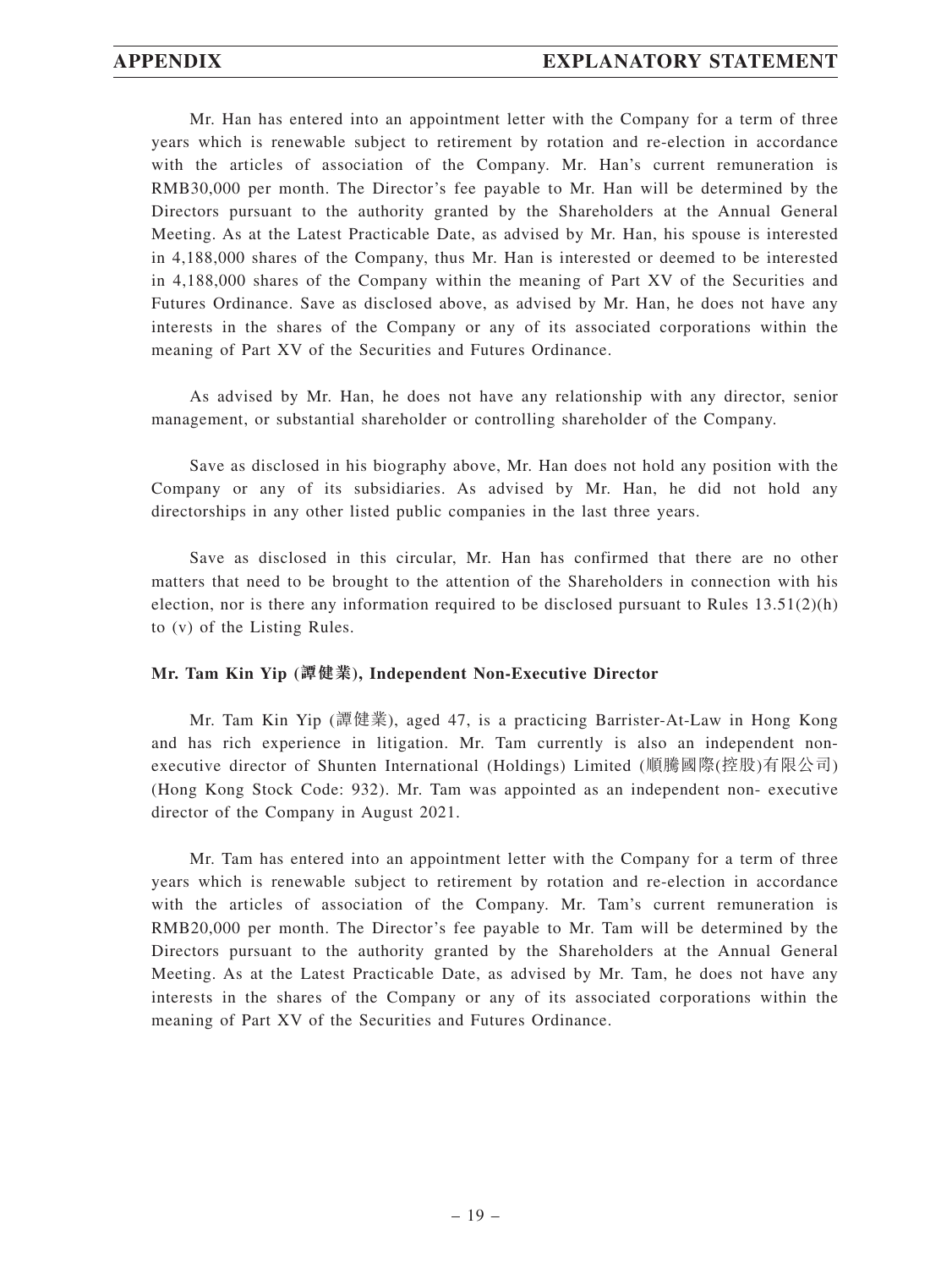Mr. Han has entered into an appointment letter with the Company for a term of three years which is renewable subject to retirement by rotation and re-election in accordance with the articles of association of the Company. Mr. Han's current remuneration is RMB30,000 per month. The Director's fee payable to Mr. Han will be determined by the Directors pursuant to the authority granted by the Shareholders at the Annual General Meeting. As at the Latest Practicable Date, as advised by Mr. Han, his spouse is interested in 4,188,000 shares of the Company, thus Mr. Han is interested or deemed to be interested in 4,188,000 shares of the Company within the meaning of Part XV of the Securities and Futures Ordinance. Save as disclosed above, as advised by Mr. Han, he does not have any interests in the shares of the Company or any of its associated corporations within the meaning of Part XV of the Securities and Futures Ordinance.

As advised by Mr. Han, he does not have any relationship with any director, senior management, or substantial shareholder or controlling shareholder of the Company.

Save as disclosed in his biography above, Mr. Han does not hold any position with the Company or any of its subsidiaries. As advised by Mr. Han, he did not hold any directorships in any other listed public companies in the last three years.

Save as disclosed in this circular, Mr. Han has confirmed that there are no other matters that need to be brought to the attention of the Shareholders in connection with his election, nor is there any information required to be disclosed pursuant to Rules 13.51(2)(h) to (v) of the Listing Rules.

**Mr. Tam Kin Yip (譚健業), Independent Non-Executive Director**

Mr. Tam Kin Yip (譚健業), aged 47, is a practicing Barrister-At-Law in Hong Kong and has rich experience in litigation. Mr. Tam currently is also an independent non-executive director of Shunten International (Holdings) Limited (順騰國際(控股)有限公司) (Hong Kong Stock Code: 932). Mr. Tam was appointed as an independent non- executive director of the Company in August 2021.

Mr. Tam has entered into an appointment letter with the Company for a term of three years which is renewable subject to retirement by rotation and re-election in accordance with the articles of association of the Company. Mr. Tam's current remuneration is RMB20,000 per month. The Director's fee payable to Mr. Tam will be determined by the Directors pursuant to the authority granted by the Shareholders at the Annual General Meeting. As at the Latest Practicable Date, as advised by Mr. Tam, he does not have any interests in the shares of the Company or any of its associated corporations within the meaning of Part XV of the Securities and Futures Ordinance.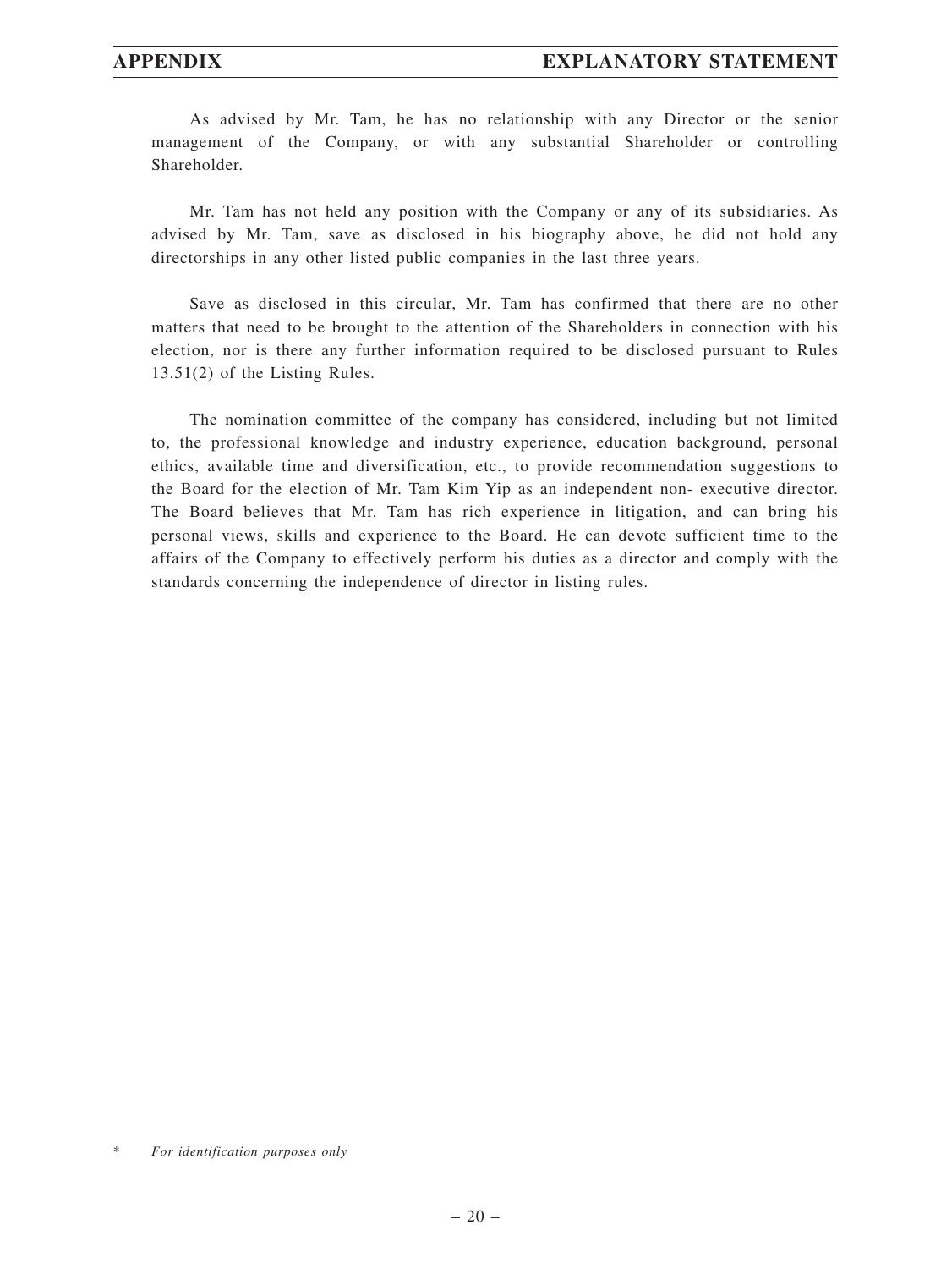As advised by Mr. Tam, he has no relationship with any Director or the senior management of the Company, or with any substantial Shareholder or controlling Shareholder.

Mr. Tam has not held any position with the Company or any of its subsidiaries. As advised by Mr. Tam, save as disclosed in his biography above, he did not hold any directorships in any other listed public companies in the last three years.

Save as disclosed in this circular, Mr. Tam has confirmed that there are no other matters that need to be brought to the attention of the Shareholders in connection with his election, nor is there any further information required to be disclosed pursuant to Rules 13.51(2) of the Listing Rules.

The nomination committee of the company has considered, including but not limited to, the professional knowledge and industry experience, education background, personal ethics, available time and diversification, etc., to provide recommendation suggestions to the Board for the election of Mr. Tam Kim Yip as an independent non- executive director. The Board believes that Mr. Tam has rich experience in litigation, and can bring his personal views, skills and experience to the Board. He can devote sufficient time to the affairs of the Company to effectively perform his duties as a director and comply with the standards concerning the independence of director in listing rules.

\* *For identification purposes only*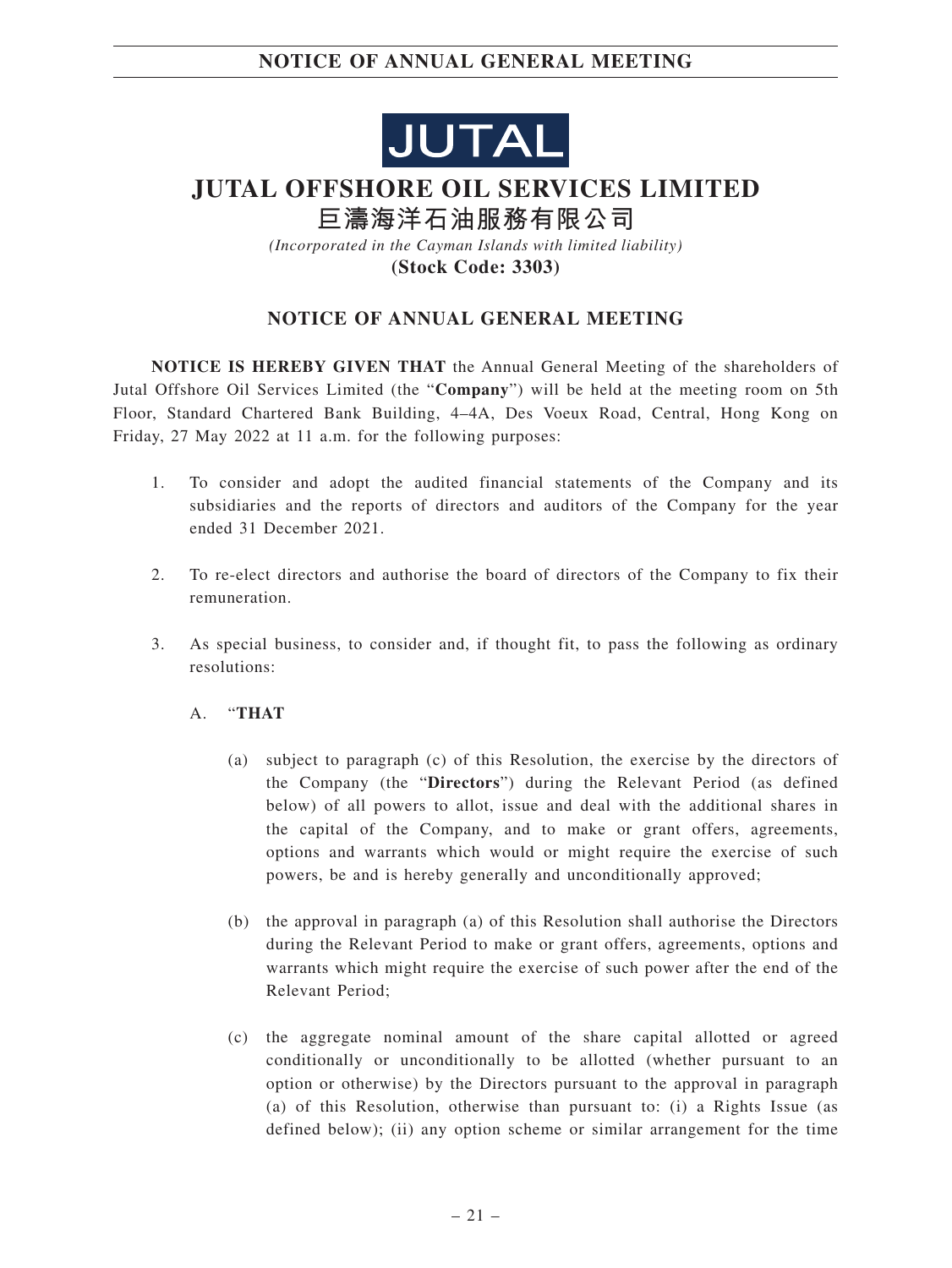**JUTAL**

# JUTAL OFFSHORE OIL SERVICES LIMITED

## 巨濤海洋石油服務有限公司

*(Incorporated in the Cayman Islands with limited liability)*

**(Stock Code: 3303)**

## NOTICE OF ANNUAL GENERAL MEETING

**NOTICE IS HEREBY GIVEN THAT** the Annual General Meeting of the shareholders of Jutal Offshore Oil Services Limited (the "**Company**") will be held at the meeting room on 5th Floor, Standard Chartered Bank Building, 4–4A, Des Voeux Road, Central, Hong Kong on Friday, 27 May 2022 at 11 a.m. for the following purposes:

1. To consider and adopt the audited financial statements of the Company and its subsidiaries and the reports of directors and auditors of the Company for the year ended 31 December 2021.

2. To re-elect directors and authorise the board of directors of the Company to fix their remuneration.

3. As special business, to consider and, if thought fit, to pass the following as ordinary resolutions:

   A. "**THAT**

      (a) subject to paragraph (c) of this Resolution, the exercise by the directors of the Company (the "**Directors**") during the Relevant Period (as defined below) of all powers to allot, issue and deal with the additional shares in the capital of the Company, and to make or grant offers, agreements, options and warrants which would or might require the exercise of such powers, be and is hereby generally and unconditionally approved;

      (b) the approval in paragraph (a) of this Resolution shall authorise the Directors during the Relevant Period to make or grant offers, agreements, options and warrants which might require the exercise of such power after the end of the Relevant Period;

      (c) the aggregate nominal amount of the share capital allotted or agreed conditionally or unconditionally to be allotted (whether pursuant to an option or otherwise) by the Directors pursuant to the approval in paragraph (a) of this Resolution, otherwise than pursuant to: (i) a Rights Issue (as defined below); (ii) any option scheme or similar arrangement for the time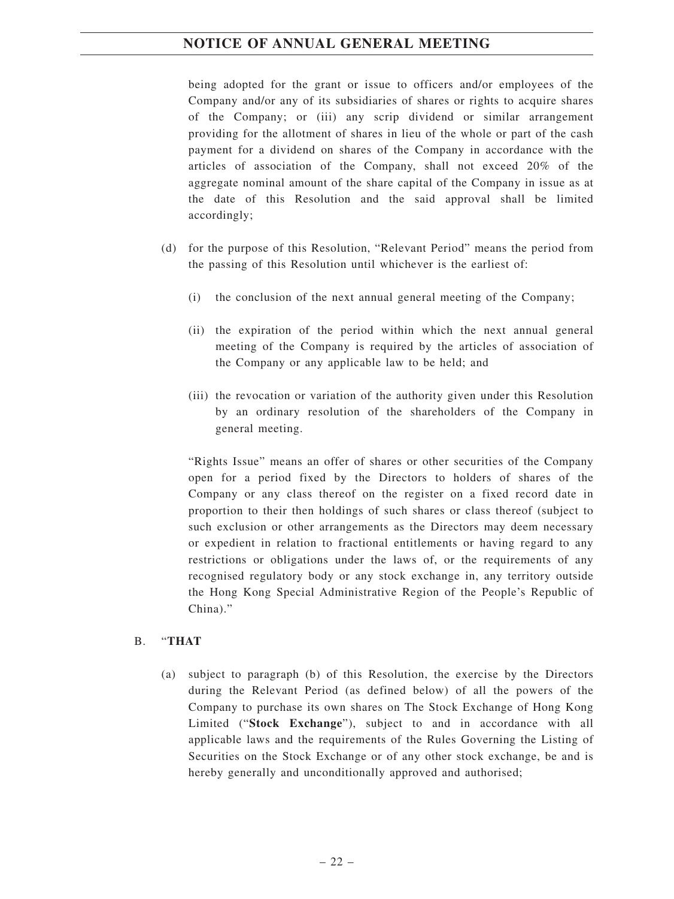being adopted for the grant or issue to officers and/or employees of the Company and/or any of its subsidiaries of shares or rights to acquire shares of the Company; or (iii) any scrip dividend or similar arrangement providing for the allotment of shares in lieu of the whole or part of the cash payment for a dividend on shares of the Company in accordance with the articles of association of the Company, shall not exceed 20% of the aggregate nominal amount of the share capital of the Company in issue as at the date of this Resolution and the said approval shall be limited accordingly;

(d) for the purpose of this Resolution, "Relevant Period" means the period from the passing of this Resolution until whichever is the earliest of:

(i) the conclusion of the next annual general meeting of the Company;

(ii) the expiration of the period within which the next annual general meeting of the Company is required by the articles of association of the Company or any applicable law to be held; and

(iii) the revocation or variation of the authority given under this Resolution by an ordinary resolution of the shareholders of the Company in general meeting.

"Rights Issue" means an offer of shares or other securities of the Company open for a period fixed by the Directors to holders of shares of the Company or any class thereof on the register on a fixed record date in proportion to their then holdings of such shares or class thereof (subject to such exclusion or other arrangements as the Directors may deem necessary or expedient in relation to fractional entitlements or having regard to any restrictions or obligations under the laws of, or the requirements of any recognised regulatory body or any stock exchange in, any territory outside the Hong Kong Special Administrative Region of the People's Republic of China)."

B. "**THAT**

(a) subject to paragraph (b) of this Resolution, the exercise by the Directors during the Relevant Period (as defined below) of all the powers of the Company to purchase its own shares on The Stock Exchange of Hong Kong Limited ("**Stock Exchange**"), subject to and in accordance with all applicable laws and the requirements of the Rules Governing the Listing of Securities on the Stock Exchange or of any other stock exchange, be and is hereby generally and unconditionally approved and authorised;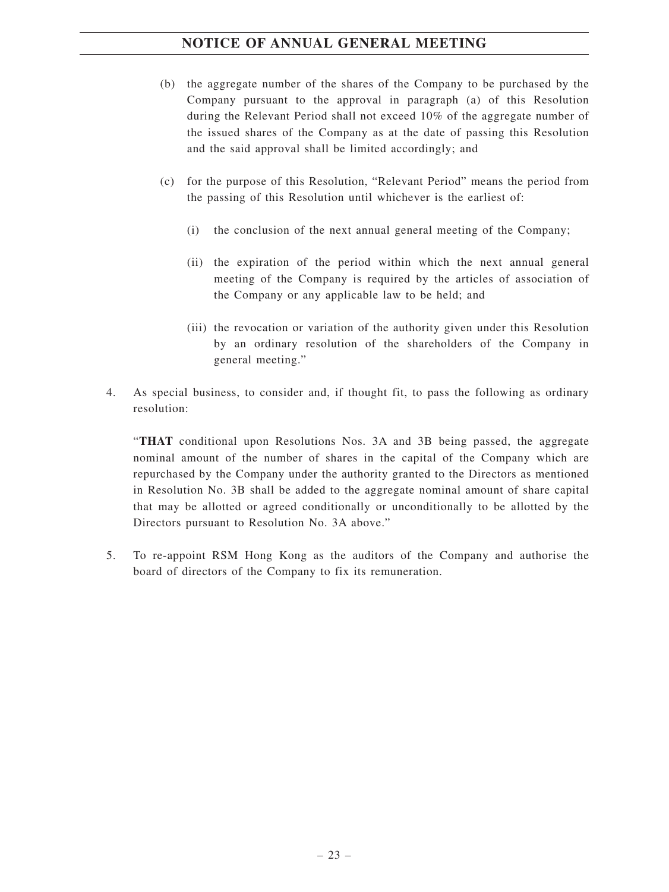(b) the aggregate number of the shares of the Company to be purchased by the Company pursuant to the approval in paragraph (a) of this Resolution during the Relevant Period shall not exceed 10% of the aggregate number of the issued shares of the Company as at the date of passing this Resolution and the said approval shall be limited accordingly; and

(c) for the purpose of this Resolution, "Relevant Period" means the period from the passing of this Resolution until whichever is the earliest of:

(i) the conclusion of the next annual general meeting of the Company;

(ii) the expiration of the period within which the next annual general meeting of the Company is required by the articles of association of the Company or any applicable law to be held; and

(iii) the revocation or variation of the authority given under this Resolution by an ordinary resolution of the shareholders of the Company in general meeting."

4. As special business, to consider and, if thought fit, to pass the following as ordinary resolution:

"**THAT** conditional upon Resolutions Nos. 3A and 3B being passed, the aggregate nominal amount of the number of shares in the capital of the Company which are repurchased by the Company under the authority granted to the Directors as mentioned in Resolution No. 3B shall be added to the aggregate nominal amount of share capital that may be allotted or agreed conditionally or unconditionally to be allotted by the Directors pursuant to Resolution No. 3A above."

5. To re-appoint RSM Hong Kong as the auditors of the Company and authorise the board of directors of the Company to fix its remuneration.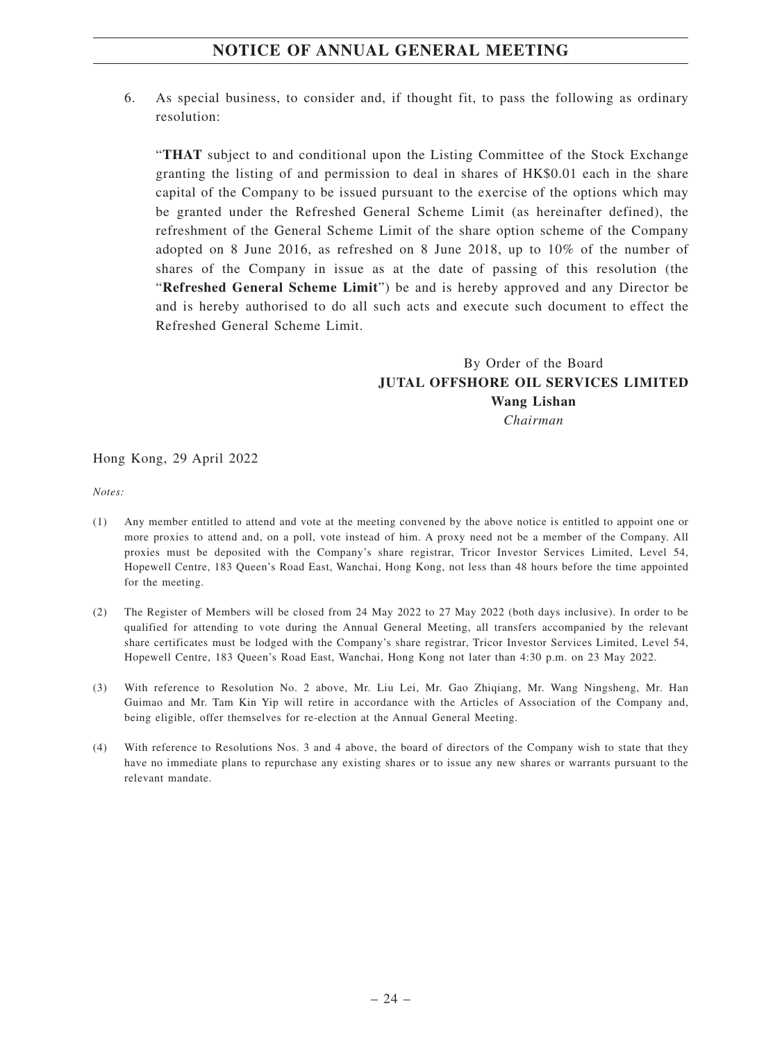6. As special business, to consider and, if thought fit, to pass the following as ordinary resolution:

   "**THAT** subject to and conditional upon the Listing Committee of the Stock Exchange granting the listing of and permission to deal in shares of HK$0.01 each in the share capital of the Company to be issued pursuant to the exercise of the options which may be granted under the Refreshed General Scheme Limit (as hereinafter defined), the refreshment of the General Scheme Limit of the share option scheme of the Company adopted on 8 June 2016, as refreshed on 8 June 2018, up to 10% of the number of shares of the Company in issue as at the date of passing of this resolution (the "**Refreshed General Scheme Limit**") be and is hereby approved and any Director be and is hereby authorised to do all such acts and execute such document to effect the Refreshed General Scheme Limit.

By Order of the Board
**JUTAL OFFSHORE OIL SERVICES LIMITED**
**Wang Lishan**
*Chairman*

Hong Kong, 29 April 2022

*Notes:*

(1) Any member entitled to attend and vote at the meeting convened by the above notice is entitled to appoint one or more proxies to attend and, on a poll, vote instead of him. A proxy need not be a member of the Company. All proxies must be deposited with the Company's share registrar, Tricor Investor Services Limited, Level 54, Hopewell Centre, 183 Queen's Road East, Wanchai, Hong Kong, not less than 48 hours before the time appointed for the meeting.

(2) The Register of Members will be closed from 24 May 2022 to 27 May 2022 (both days inclusive). In order to be qualified for attending to vote during the Annual General Meeting, all transfers accompanied by the relevant share certificates must be lodged with the Company's share registrar, Tricor Investor Services Limited, Level 54, Hopewell Centre, 183 Queen's Road East, Wanchai, Hong Kong not later than 4:30 p.m. on 23 May 2022.

(3) With reference to Resolution No. 2 above, Mr. Liu Lei, Mr. Gao Zhiqiang, Mr. Wang Ningsheng, Mr. Han Guimao and Mr. Tam Kin Yip will retire in accordance with the Articles of Association of the Company and, being eligible, offer themselves for re-election at the Annual General Meeting.

(4) With reference to Resolutions Nos. 3 and 4 above, the board of directors of the Company wish to state that they have no immediate plans to repurchase any existing shares or to issue any new shares or warrants pursuant to the relevant mandate.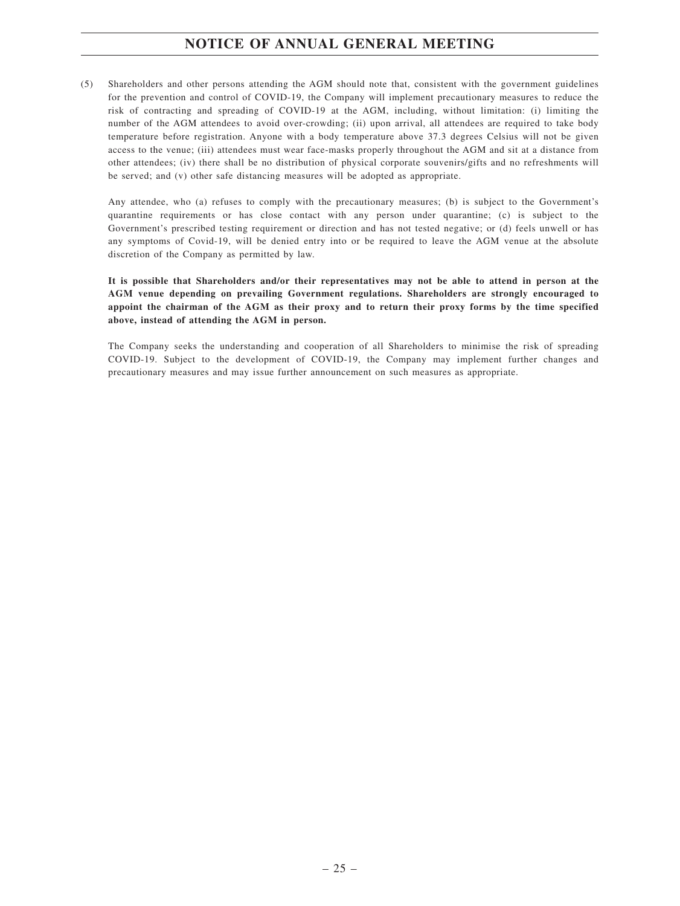(5) Shareholders and other persons attending the AGM should note that, consistent with the government guidelines for the prevention and control of COVID-19, the Company will implement precautionary measures to reduce the risk of contracting and spreading of COVID-19 at the AGM, including, without limitation: (i) limiting the number of the AGM attendees to avoid over-crowding; (ii) upon arrival, all attendees are required to take body temperature before registration. Anyone with a body temperature above 37.3 degrees Celsius will not be given access to the venue; (iii) attendees must wear face-masks properly throughout the AGM and sit at a distance from other attendees; (iv) there shall be no distribution of physical corporate souvenirs/gifts and no refreshments will be served; and (v) other safe distancing measures will be adopted as appropriate.

Any attendee, who (a) refuses to comply with the precautionary measures; (b) is subject to the Government's quarantine requirements or has close contact with any person under quarantine; (c) is subject to the Government's prescribed testing requirement or direction and has not tested negative; or (d) feels unwell or has any symptoms of Covid-19, will be denied entry into or be required to leave the AGM venue at the absolute discretion of the Company as permitted by law.

**It is possible that Shareholders and/or their representatives may not be able to attend in person at the AGM venue depending on prevailing Government regulations. Shareholders are strongly encouraged to appoint the chairman of the AGM as their proxy and to return their proxy forms by the time specified above, instead of attending the AGM in person.**

The Company seeks the understanding and cooperation of all Shareholders to minimise the risk of spreading COVID-19. Subject to the development of COVID-19, the Company may implement further changes and precautionary measures and may issue further announcement on such measures as appropriate.